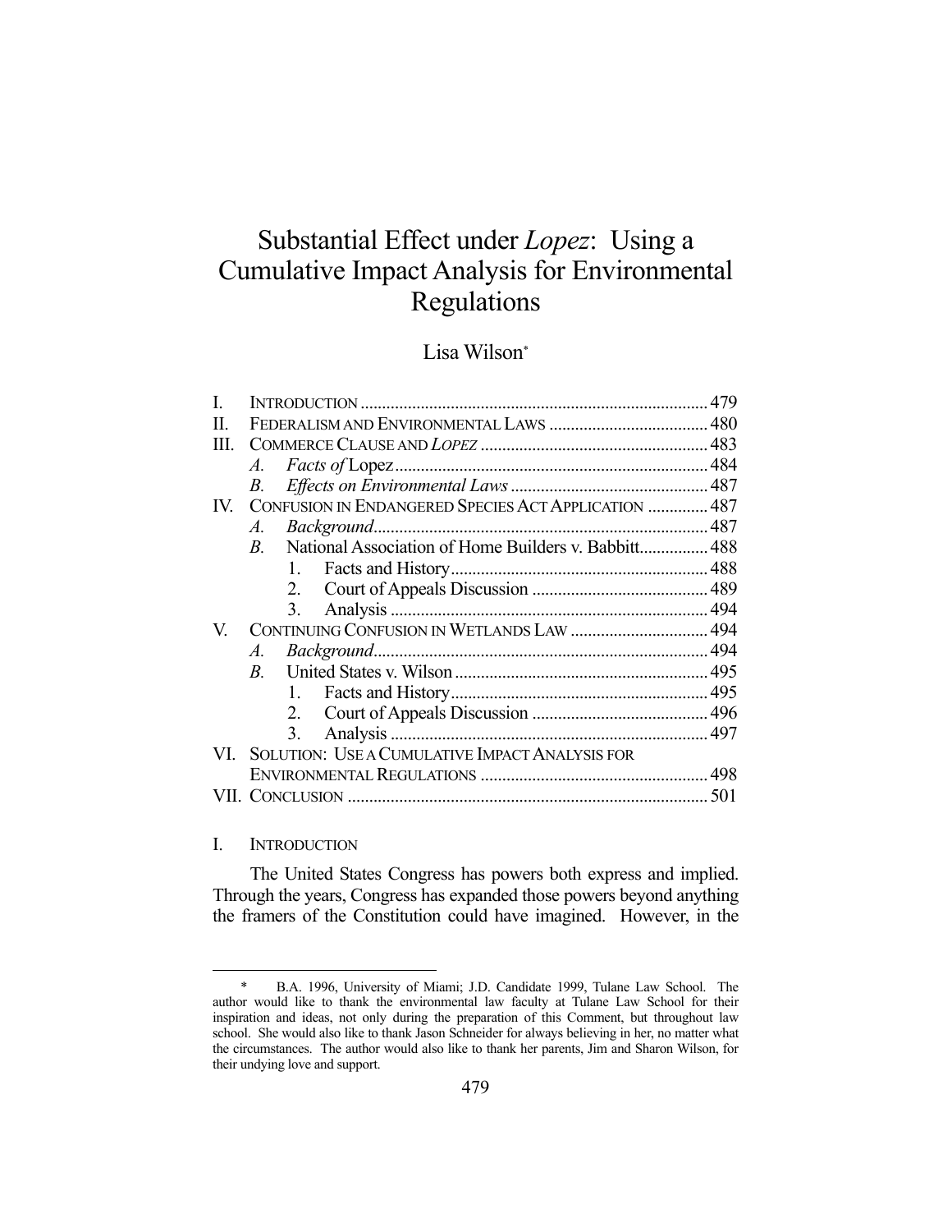# Substantial Effect under *Lopez*: Using a Cumulative Impact Analysis for Environmental Regulations

Lisa Wilson*

| | | | |
|---|---|---|---|
| I. | INTRODUCTION | | 479 |
| II. | FEDERALISM AND ENVIRONMENTAL LAWS | | 480 |
| III. | COMMERCE CLAUSE AND *LOPEZ* | | 483 |
| | *A.* | *Facts of* Lopez | 484 |
| | *B.* | *Effects on Environmental Laws* | 487 |
| IV. | CONFUSION IN ENDANGERED SPECIES ACT APPLICATION | | 487 |
| | *A.* | *Background* | 487 |
| | *B.* | National Association of Home Builders v. Babbitt | 488 |
| | | 1. Facts and History | 488 |
| | | 2. Court of Appeals Discussion | 489 |
| | | 3. Analysis | 494 |
| V. | CONTINUING CONFUSION IN WETLANDS LAW | | 494 |
| | *A.* | *Background* | 494 |
| | *B.* | United States v. Wilson | 495 |
| | | 1. Facts and History | 495 |
| | | 2. Court of Appeals Discussion | 496 |
| | | 3. Analysis | 497 |
| VI. | SOLUTION: USE A CUMULATIVE IMPACT ANALYSIS FOR ENVIRONMENTAL REGULATIONS | | 498 |
| VII. | CONCLUSION | | 501 |

## I. INTRODUCTION

The United States Congress has powers both express and implied. Through the years, Congress has expanded those powers beyond anything the framers of the Constitution could have imagined. However, in the

\* B.A. 1996, University of Miami; J.D. Candidate 1999, Tulane Law School. The author would like to thank the environmental law faculty at Tulane Law School for their inspiration and ideas, not only during the preparation of this Comment, but throughout law school. She would also like to thank Jason Schneider for always believing in her, no matter what the circumstances. The author would also like to thank her parents, Jim and Sharon Wilson, for their undying love and support.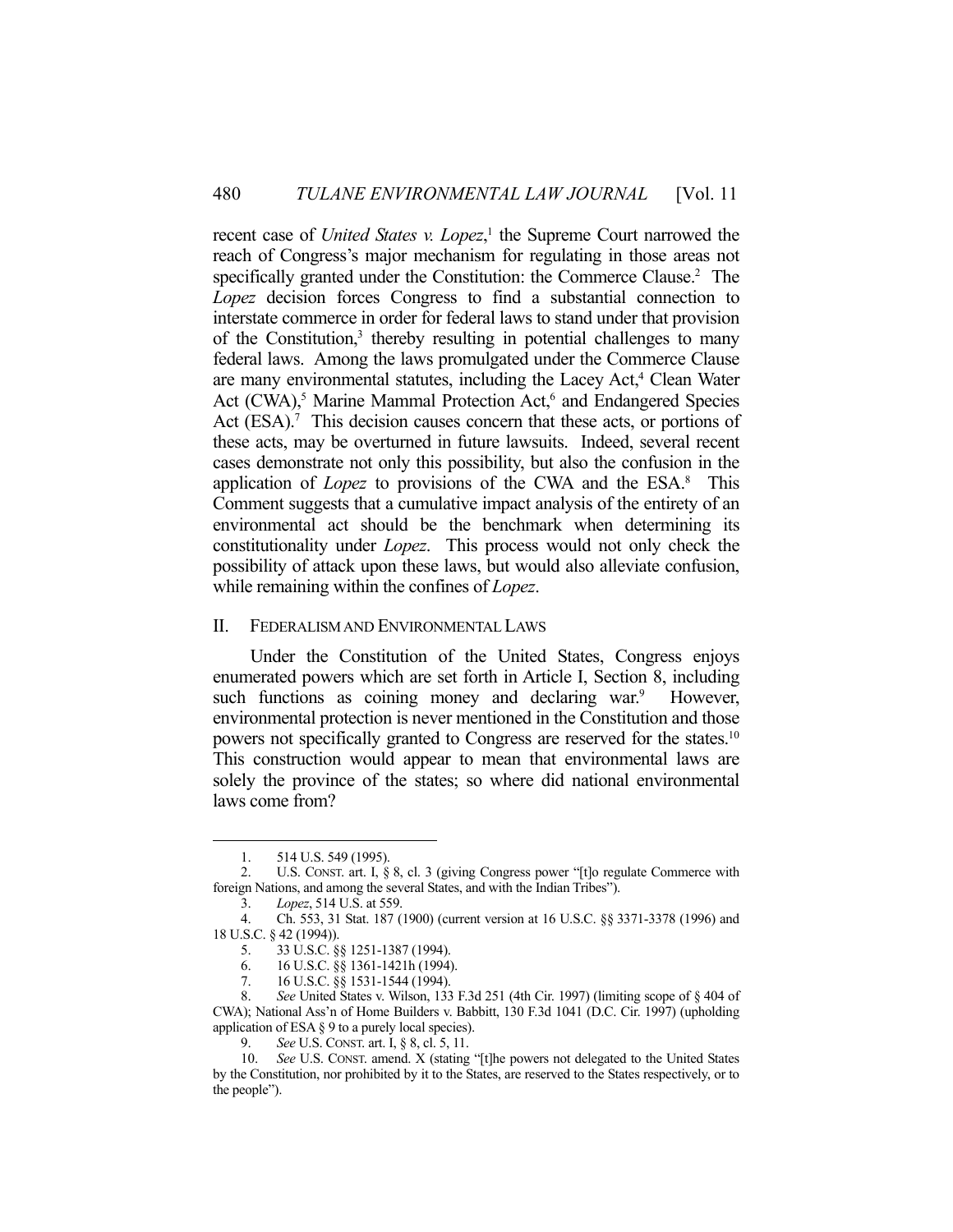recent case of *United States v. Lopez*,[1] the Supreme Court narrowed the reach of Congress's major mechanism for regulating in those areas not specifically granted under the Constitution: the Commerce Clause.[2] The *Lopez* decision forces Congress to find a substantial connection to interstate commerce in order for federal laws to stand under that provision of the Constitution,[3] thereby resulting in potential challenges to many federal laws. Among the laws promulgated under the Commerce Clause are many environmental statutes, including the Lacey Act,[4] Clean Water Act (CWA),[5] Marine Mammal Protection Act,[6] and Endangered Species Act (ESA).[7] This decision causes concern that these acts, or portions of these acts, may be overturned in future lawsuits. Indeed, several recent cases demonstrate not only this possibility, but also the confusion in the application of *Lopez* to provisions of the CWA and the ESA.[8] This Comment suggests that a cumulative impact analysis of the entirety of an environmental act should be the benchmark when determining its constitutionality under *Lopez*. This process would not only check the possibility of attack upon these laws, but would also alleviate confusion, while remaining within the confines of *Lopez*.

## II. FEDERALISM AND ENVIRONMENTAL LAWS

Under the Constitution of the United States, Congress enjoys enumerated powers which are set forth in Article I, Section 8, including such functions as coining money and declaring war.[9] However, environmental protection is never mentioned in the Constitution and those powers not specifically granted to Congress are reserved for the states.[10] This construction would appear to mean that environmental laws are solely the province of the states; so where did national environmental laws come from?

---

1. 514 U.S. 549 (1995).
2. U.S. CONST. art. I, § 8, cl. 3 (giving Congress power "[t]o regulate Commerce with foreign Nations, and among the several States, and with the Indian Tribes").
3. *Lopez*, 514 U.S. at 559.
4. Ch. 553, 31 Stat. 187 (1900) (current version at 16 U.S.C. §§ 3371-3378 (1996) and 18 U.S.C. § 42 (1994)).
5. 33 U.S.C. §§ 1251-1387 (1994).
6. 16 U.S.C. §§ 1361-1421h (1994).
7. 16 U.S.C. §§ 1531-1544 (1994).
8. *See* United States v. Wilson, 133 F.3d 251 (4th Cir. 1997) (limiting scope of § 404 of CWA); National Ass'n of Home Builders v. Babbitt, 130 F.3d 1041 (D.C. Cir. 1997) (upholding application of ESA § 9 to a purely local species).
9. *See* U.S. CONST. art. I, § 8, cl. 5, 11.
10. *See* U.S. CONST. amend. X (stating "[t]he powers not delegated to the United States by the Constitution, nor prohibited by it to the States, are reserved to the States respectively, or to the people").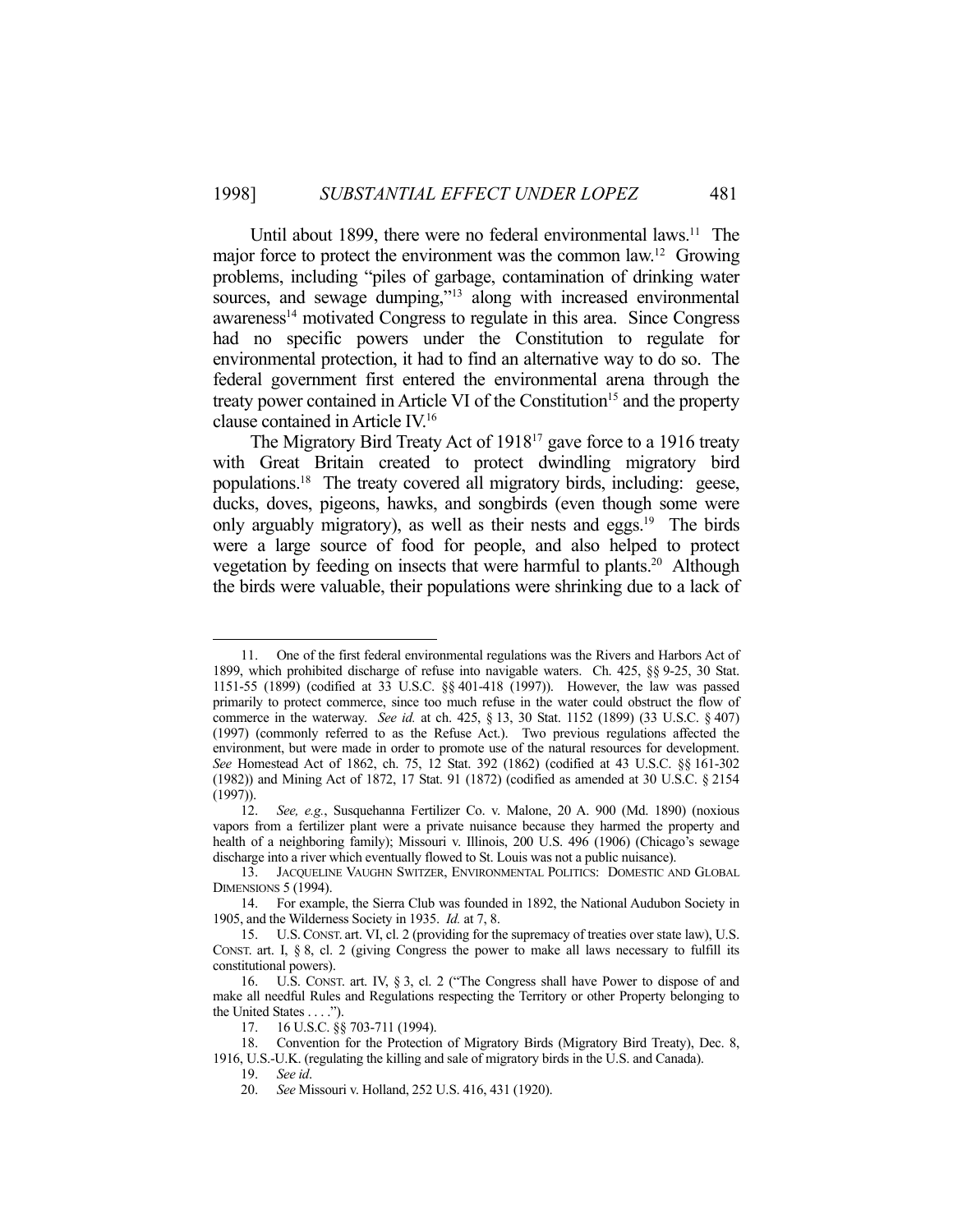Until about 1899, there were no federal environmental laws.[11] The major force to protect the environment was the common law.[12] Growing problems, including "piles of garbage, contamination of drinking water sources, and sewage dumping,"[13] along with increased environmental awareness[14] motivated Congress to regulate in this area. Since Congress had no specific powers under the Constitution to regulate for environmental protection, it had to find an alternative way to do so. The federal government first entered the environmental arena through the treaty power contained in Article VI of the Constitution[15] and the property clause contained in Article IV.[16]

The Migratory Bird Treaty Act of 1918[17] gave force to a 1916 treaty with Great Britain created to protect dwindling migratory bird populations.[18] The treaty covered all migratory birds, including: geese, ducks, doves, pigeons, hawks, and songbirds (even though some were only arguably migratory), as well as their nests and eggs.[19] The birds were a large source of food for people, and also helped to protect vegetation by feeding on insects that were harmful to plants.[20] Although the birds were valuable, their populations were shrinking due to a lack of

---

11. One of the first federal environmental regulations was the Rivers and Harbors Act of 1899, which prohibited discharge of refuse into navigable waters. Ch. 425, §§ 9-25, 30 Stat. 1151-55 (1899) (codified at 33 U.S.C. §§ 401-418 (1997)). However, the law was passed primarily to protect commerce, since too much refuse in the water could obstruct the flow of commerce in the waterway. *See id.* at ch. 425, § 13, 30 Stat. 1152 (1899) (33 U.S.C. § 407) (1997) (commonly referred to as the Refuse Act.). Two previous regulations affected the environment, but were made in order to promote use of the natural resources for development. *See* Homestead Act of 1862, ch. 75, 12 Stat. 392 (1862) (codified at 43 U.S.C. §§ 161-302 (1982)) and Mining Act of 1872, 17 Stat. 91 (1872) (codified as amended at 30 U.S.C. § 2154 (1997)).

12. *See, e.g.*, Susquehanna Fertilizer Co. v. Malone, 20 A. 900 (Md. 1890) (noxious vapors from a fertilizer plant were a private nuisance because they harmed the property and health of a neighboring family); Missouri v. Illinois, 200 U.S. 496 (1906) (Chicago's sewage discharge into a river which eventually flowed to St. Louis was not a public nuisance).

13. JACQUELINE VAUGHN SWITZER, ENVIRONMENTAL POLITICS: DOMESTIC AND GLOBAL DIMENSIONS 5 (1994).

14. For example, the Sierra Club was founded in 1892, the National Audubon Society in 1905, and the Wilderness Society in 1935. *Id.* at 7, 8.

15. U.S. CONST. art. VI, cl. 2 (providing for the supremacy of treaties over state law), U.S. CONST. art. I, § 8, cl. 2 (giving Congress the power to make all laws necessary to fulfill its constitutional powers).

16. U.S. CONST. art. IV, § 3, cl. 2 ("The Congress shall have Power to dispose of and make all needful Rules and Regulations respecting the Territory or other Property belonging to the United States . . . .").

17. 16 U.S.C. §§ 703-711 (1994).

18. Convention for the Protection of Migratory Birds (Migratory Bird Treaty), Dec. 8, 1916, U.S.-U.K. (regulating the killing and sale of migratory birds in the U.S. and Canada).

19. *See id*.

20. *See* Missouri v. Holland, 252 U.S. 416, 431 (1920).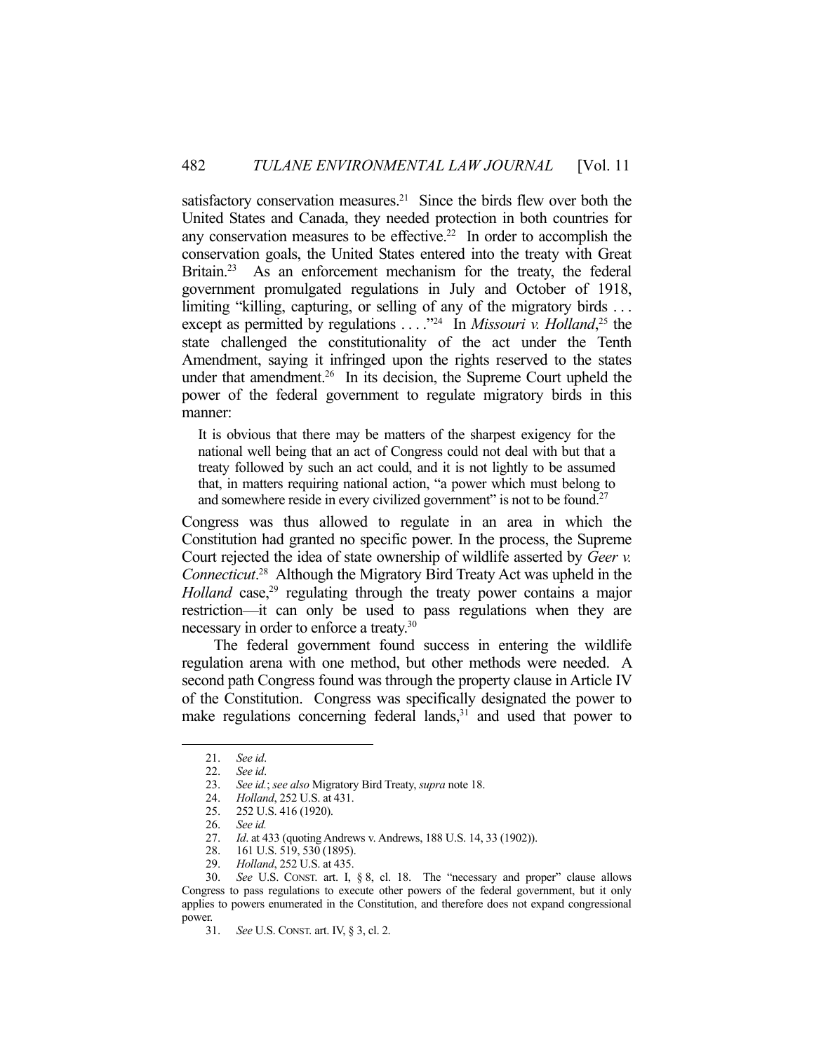satisfactory conservation measures.[21] Since the birds flew over both the United States and Canada, they needed protection in both countries for any conservation measures to be effective.[22] In order to accomplish the conservation goals, the United States entered into the treaty with Great Britain.[23] As an enforcement mechanism for the treaty, the federal government promulgated regulations in July and October of 1918, limiting "killing, capturing, or selling of any of the migratory birds . . . except as permitted by regulations . . . ."[24] In *Missouri v. Holland*,[25] the state challenged the constitutionality of the act under the Tenth Amendment, saying it infringed upon the rights reserved to the states under that amendment.[26] In its decision, the Supreme Court upheld the power of the federal government to regulate migratory birds in this manner:

> It is obvious that there may be matters of the sharpest exigency for the national well being that an act of Congress could not deal with but that a treaty followed by such an act could, and it is not lightly to be assumed that, in matters requiring national action, "a power which must belong to and somewhere reside in every civilized government" is not to be found.[27]

Congress was thus allowed to regulate in an area in which the Constitution had granted no specific power. In the process, the Supreme Court rejected the idea of state ownership of wildlife asserted by *Geer v. Connecticut*.[28] Although the Migratory Bird Treaty Act was upheld in the *Holland* case,[29] regulating through the treaty power contains a major restriction—it can only be used to pass regulations when they are necessary in order to enforce a treaty.[30]

The federal government found success in entering the wildlife regulation arena with one method, but other methods were needed. A second path Congress found was through the property clause in Article IV of the Constitution. Congress was specifically designated the power to make regulations concerning federal lands,[31] and used that power to

---

21. *See id*.
22. *See id*.
23. *See id.*; *see also* Migratory Bird Treaty, *supra* note 18.
24. *Holland*, 252 U.S. at 431.
25. 252 U.S. 416 (1920).
26. *See id.*
27. *Id*. at 433 (quoting Andrews v. Andrews, 188 U.S. 14, 33 (1902)).
28. 161 U.S. 519, 530 (1895).
29. *Holland*, 252 U.S. at 435.
30. *See* U.S. CONST. art. I, § 8, cl. 18. The "necessary and proper" clause allows Congress to pass regulations to execute other powers of the federal government, but it only applies to powers enumerated in the Constitution, and therefore does not expand congressional power.
31. *See* U.S. CONST. art. IV, § 3, cl. 2.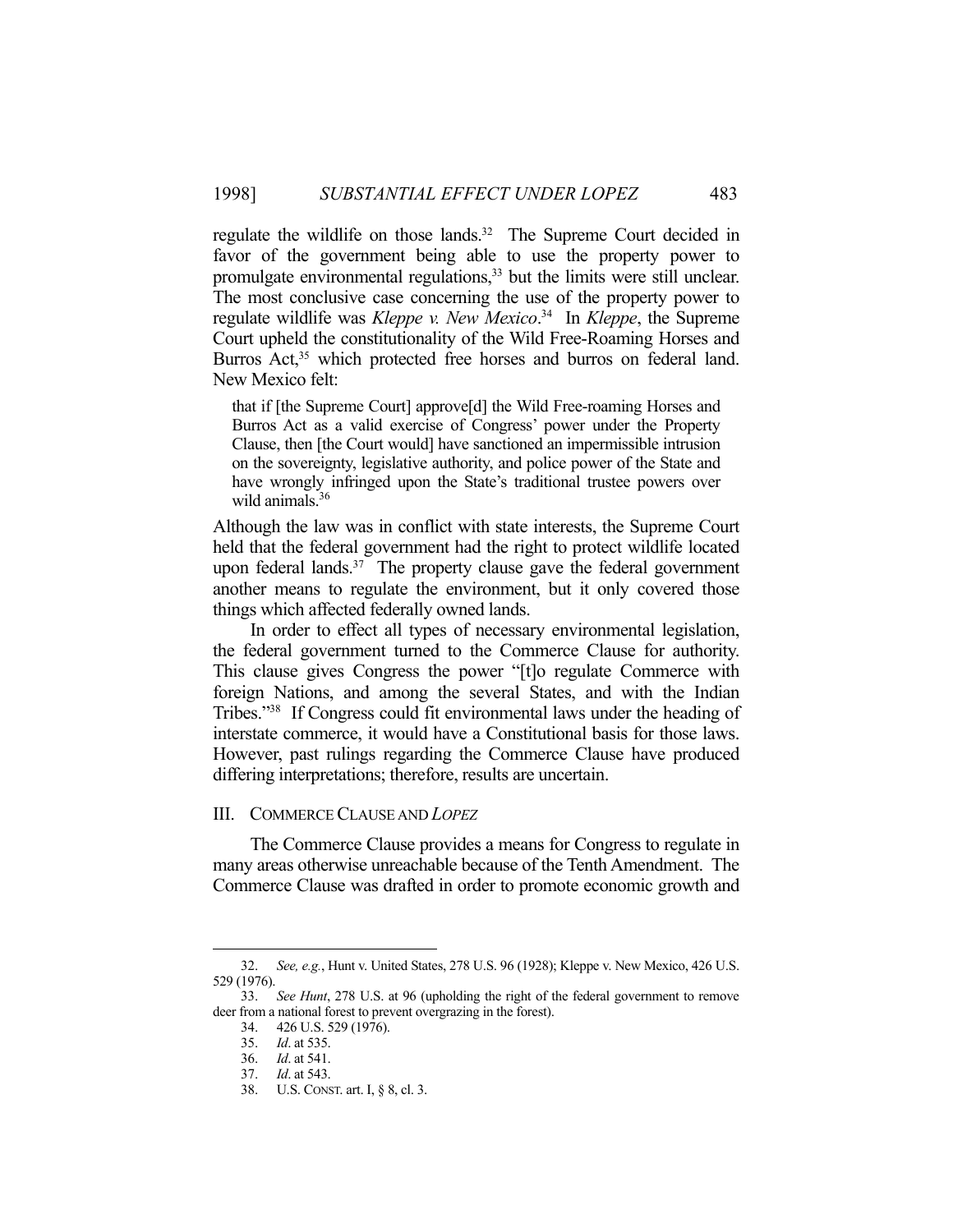regulate the wildlife on those lands.[32] The Supreme Court decided in favor of the government being able to use the property power to promulgate environmental regulations,[33] but the limits were still unclear. The most conclusive case concerning the use of the property power to regulate wildlife was *Kleppe v. New Mexico*.[34] In *Kleppe*, the Supreme Court upheld the constitutionality of the Wild Free-Roaming Horses and Burros Act,[35] which protected free horses and burros on federal land. New Mexico felt:

> that if [the Supreme Court] approve[d] the Wild Free-roaming Horses and Burros Act as a valid exercise of Congress' power under the Property Clause, then [the Court would] have sanctioned an impermissible intrusion on the sovereignty, legislative authority, and police power of the State and have wrongly infringed upon the State's traditional trustee powers over wild animals.[36]

Although the law was in conflict with state interests, the Supreme Court held that the federal government had the right to protect wildlife located upon federal lands.[37] The property clause gave the federal government another means to regulate the environment, but it only covered those things which affected federally owned lands.

In order to effect all types of necessary environmental legislation, the federal government turned to the Commerce Clause for authority. This clause gives Congress the power "[t]o regulate Commerce with foreign Nations, and among the several States, and with the Indian Tribes."[38] If Congress could fit environmental laws under the heading of interstate commerce, it would have a Constitutional basis for those laws. However, past rulings regarding the Commerce Clause have produced differing interpretations; therefore, results are uncertain.

## III. COMMERCE CLAUSE AND *LOPEZ*

The Commerce Clause provides a means for Congress to regulate in many areas otherwise unreachable because of the Tenth Amendment. The Commerce Clause was drafted in order to promote economic growth and

---

32. *See, e.g.*, Hunt v. United States, 278 U.S. 96 (1928); Kleppe v. New Mexico, 426 U.S. 529 (1976).

33. *See Hunt*, 278 U.S. at 96 (upholding the right of the federal government to remove deer from a national forest to prevent overgrazing in the forest).

34. 426 U.S. 529 (1976).

35. *Id*. at 535.

36. *Id*. at 541.

37. *Id*. at 543.

38. U.S. CONST. art. I, § 8, cl. 3.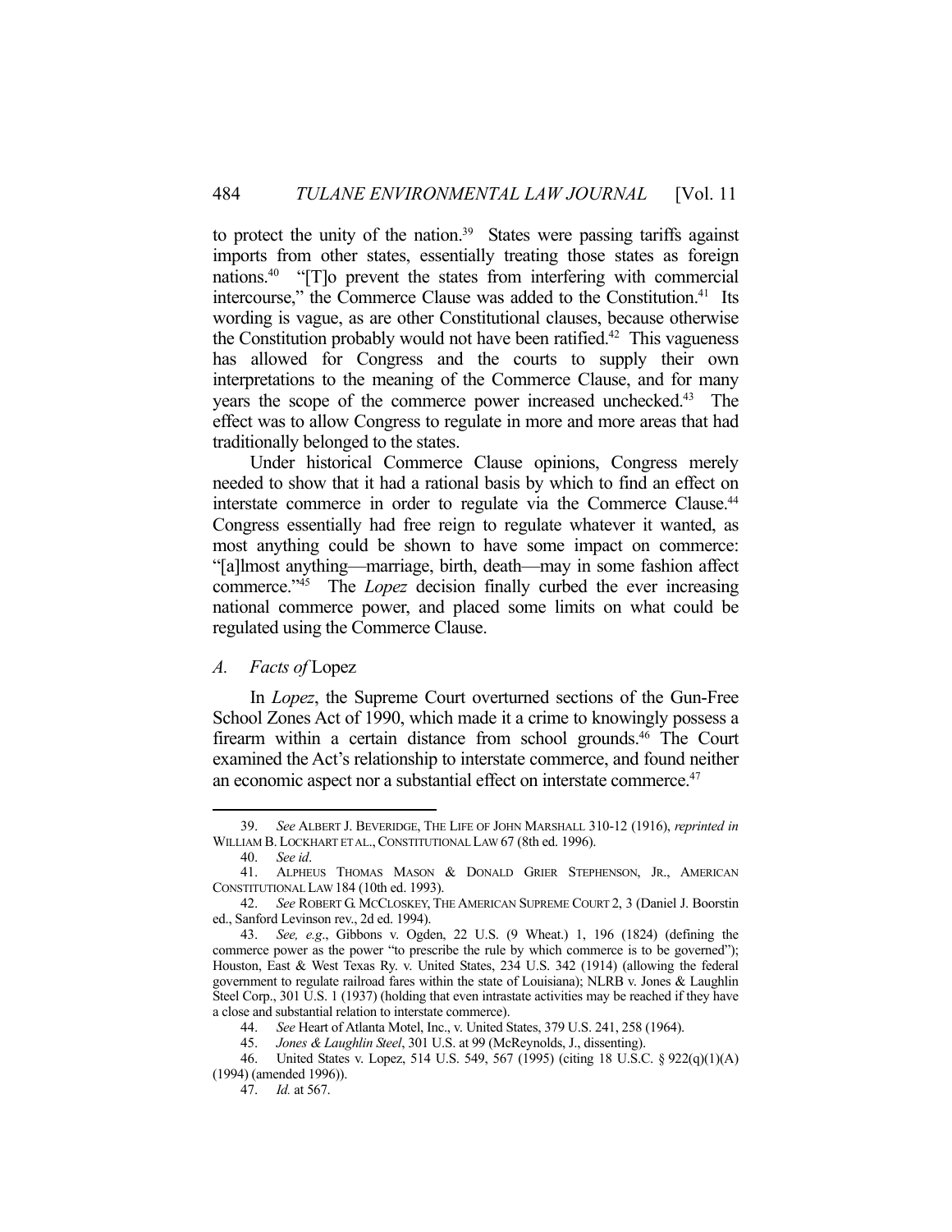to protect the unity of the nation.[39] States were passing tariffs against imports from other states, essentially treating those states as foreign nations.[40] "[T]o prevent the states from interfering with commercial intercourse," the Commerce Clause was added to the Constitution.[41] Its wording is vague, as are other Constitutional clauses, because otherwise the Constitution probably would not have been ratified.[42] This vagueness has allowed for Congress and the courts to supply their own interpretations to the meaning of the Commerce Clause, and for many years the scope of the commerce power increased unchecked.[43] The effect was to allow Congress to regulate in more and more areas that had traditionally belonged to the states.

Under historical Commerce Clause opinions, Congress merely needed to show that it had a rational basis by which to find an effect on interstate commerce in order to regulate via the Commerce Clause.[44] Congress essentially had free reign to regulate whatever it wanted, as most anything could be shown to have some impact on commerce: "[a]lmost anything—marriage, birth, death—may in some fashion affect commerce."[45] The *Lopez* decision finally curbed the ever increasing national commerce power, and placed some limits on what could be regulated using the Commerce Clause.

### *A. Facts of* Lopez

In *Lopez*, the Supreme Court overturned sections of the Gun-Free School Zones Act of 1990, which made it a crime to knowingly possess a firearm within a certain distance from school grounds.[46] The Court examined the Act's relationship to interstate commerce, and found neither an economic aspect nor a substantial effect on interstate commerce.[47]

---

39. *See* ALBERT J. BEVERIDGE, THE LIFE OF JOHN MARSHALL 310-12 (1916), *reprinted in* WILLIAM B. LOCKHART ET AL., CONSTITUTIONAL LAW 67 (8th ed. 1996).

40. *See id*.

41. ALPHEUS THOMAS MASON & DONALD GRIER STEPHENSON, JR., AMERICAN CONSTITUTIONAL LAW 184 (10th ed. 1993).

42. *See* ROBERT G. MCCLOSKEY, THE AMERICAN SUPREME COURT 2, 3 (Daniel J. Boorstin ed., Sanford Levinson rev., 2d ed. 1994).

43. *See, e.g*., Gibbons v. Ogden, 22 U.S. (9 Wheat.) 1, 196 (1824) (defining the commerce power as the power "to prescribe the rule by which commerce is to be governed"); Houston, East & West Texas Ry. v. United States, 234 U.S. 342 (1914) (allowing the federal government to regulate railroad fares within the state of Louisiana); NLRB v. Jones & Laughlin Steel Corp., 301 U.S. 1 (1937) (holding that even intrastate activities may be reached if they have a close and substantial relation to interstate commerce).

44. *See* Heart of Atlanta Motel, Inc., v. United States, 379 U.S. 241, 258 (1964).

45. *Jones & Laughlin Steel*, 301 U.S. at 99 (McReynolds, J., dissenting).

46. United States v. Lopez, 514 U.S. 549, 567 (1995) (citing 18 U.S.C. § 922(q)(1)(A) (1994) (amended 1996)).

47. *Id.* at 567.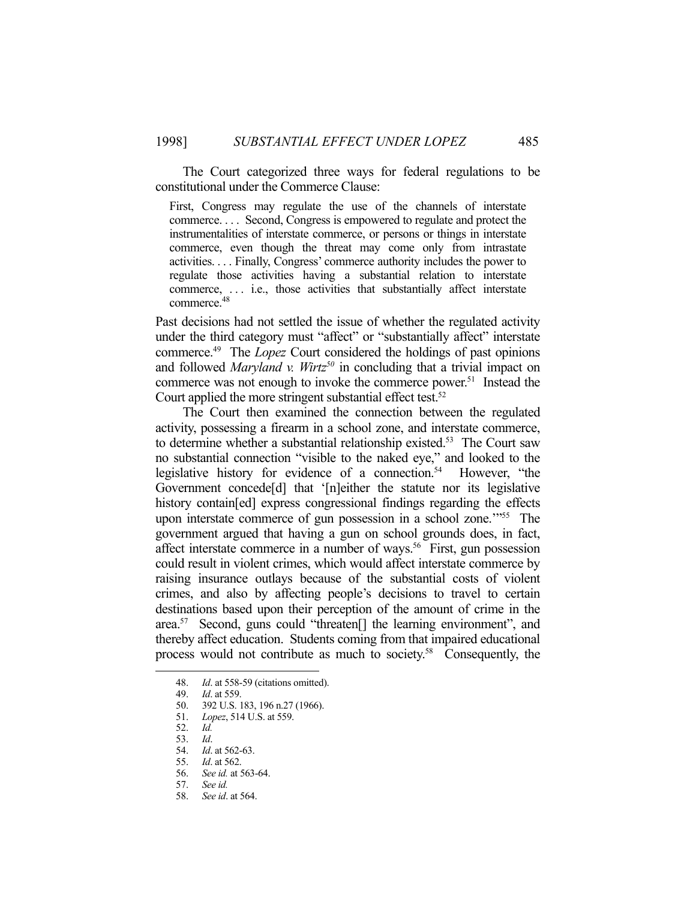The Court categorized three ways for federal regulations to be constitutional under the Commerce Clause:

> First, Congress may regulate the use of the channels of interstate commerce. . . . Second, Congress is empowered to regulate and protect the instrumentalities of interstate commerce, or persons or things in interstate commerce, even though the threat may come only from intrastate activities. . . . Finally, Congress' commerce authority includes the power to regulate those activities having a substantial relation to interstate commerce, . . . i.e., those activities that substantially affect interstate commerce.[48]

Past decisions had not settled the issue of whether the regulated activity under the third category must "affect" or "substantially affect" interstate commerce.[49] The *Lopez* Court considered the holdings of past opinions and followed *Maryland v. Wirtz*[50] in concluding that a trivial impact on commerce was not enough to invoke the commerce power.[51] Instead the Court applied the more stringent substantial effect test.[52]

The Court then examined the connection between the regulated activity, possessing a firearm in a school zone, and interstate commerce, to determine whether a substantial relationship existed.[53] The Court saw no substantial connection "visible to the naked eye," and looked to the legislative history for evidence of a connection.[54] However, "the Government concede[d] that '[n]either the statute nor its legislative history contain[ed] express congressional findings regarding the effects upon interstate commerce of gun possession in a school zone.'"[55] The government argued that having a gun on school grounds does, in fact, affect interstate commerce in a number of ways.[56] First, gun possession could result in violent crimes, which would affect interstate commerce by raising insurance outlays because of the substantial costs of violent crimes, and also by affecting people's decisions to travel to certain destinations based upon their perception of the amount of crime in the area.[57] Second, guns could "threaten[] the learning environment", and thereby affect education. Students coming from that impaired educational process would not contribute as much to society.[58] Consequently, the

---

48. *Id*. at 558-59 (citations omitted).
49. *Id*. at 559.
50. 392 U.S. 183, 196 n.27 (1966).
51. *Lopez*, 514 U.S. at 559.
52. *Id.*
53. *Id*.
54. *Id*. at 562-63.
55. *Id*. at 562.
56. *See id.* at 563-64.
57. *See id.*
58. *See id*. at 564.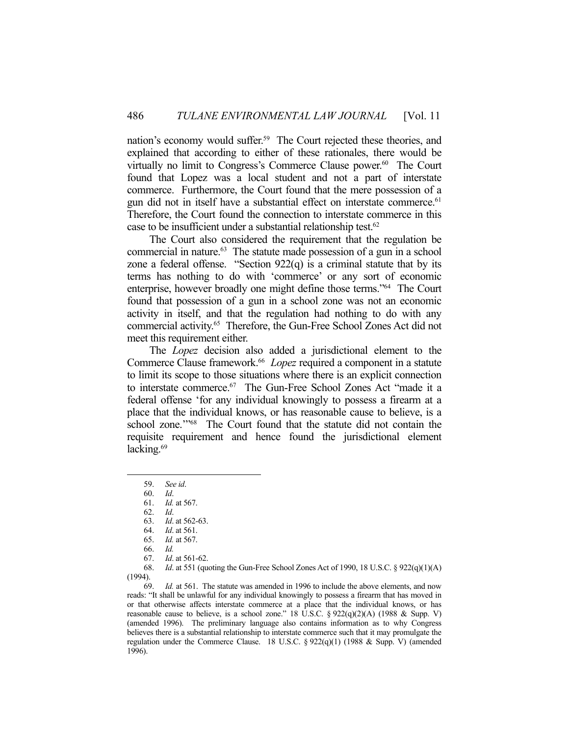nation's economy would suffer.[59] The Court rejected these theories, and explained that according to either of these rationales, there would be virtually no limit to Congress's Commerce Clause power.[60] The Court found that Lopez was a local student and not a part of interstate commerce. Furthermore, the Court found that the mere possession of a gun did not in itself have a substantial effect on interstate commerce.[61] Therefore, the Court found the connection to interstate commerce in this case to be insufficient under a substantial relationship test.[62]

The Court also considered the requirement that the regulation be commercial in nature.[63] The statute made possession of a gun in a school zone a federal offense. "Section 922(q) is a criminal statute that by its terms has nothing to do with 'commerce' or any sort of economic enterprise, however broadly one might define those terms."[64] The Court found that possession of a gun in a school zone was not an economic activity in itself, and that the regulation had nothing to do with any commercial activity.[65] Therefore, the Gun-Free School Zones Act did not meet this requirement either.

The *Lopez* decision also added a jurisdictional element to the Commerce Clause framework.[66] *Lopez* required a component in a statute to limit its scope to those situations where there is an explicit connection to interstate commerce.[67] The Gun-Free School Zones Act "made it a federal offense 'for any individual knowingly to possess a firearm at a place that the individual knows, or has reasonable cause to believe, is a school zone.'"[68] The Court found that the statute did not contain the requisite requirement and hence found the jurisdictional element lacking.[69]

---

59. *See id*.

60. *Id*.

61. *Id.* at 567.

62. *Id*.

63. *Id*. at 562-63.

64. *Id*. at 561.

65. *Id.* at 567.

66. *Id.*

67. *Id*. at 561-62.

68. *Id*. at 551 (quoting the Gun-Free School Zones Act of 1990, 18 U.S.C. § 922(q)(1)(A) (1994).

69. *Id.* at 561. The statute was amended in 1996 to include the above elements, and now reads: "It shall be unlawful for any individual knowingly to possess a firearm that has moved in or that otherwise affects interstate commerce at a place that the individual knows, or has reasonable cause to believe, is a school zone." 18 U.S.C. § 922(q)(2)(A) (1988 & Supp. V) (amended 1996). The preliminary language also contains information as to why Congress believes there is a substantial relationship to interstate commerce such that it may promulgate the regulation under the Commerce Clause. 18 U.S.C. § 922(q)(1) (1988 & Supp. V) (amended 1996).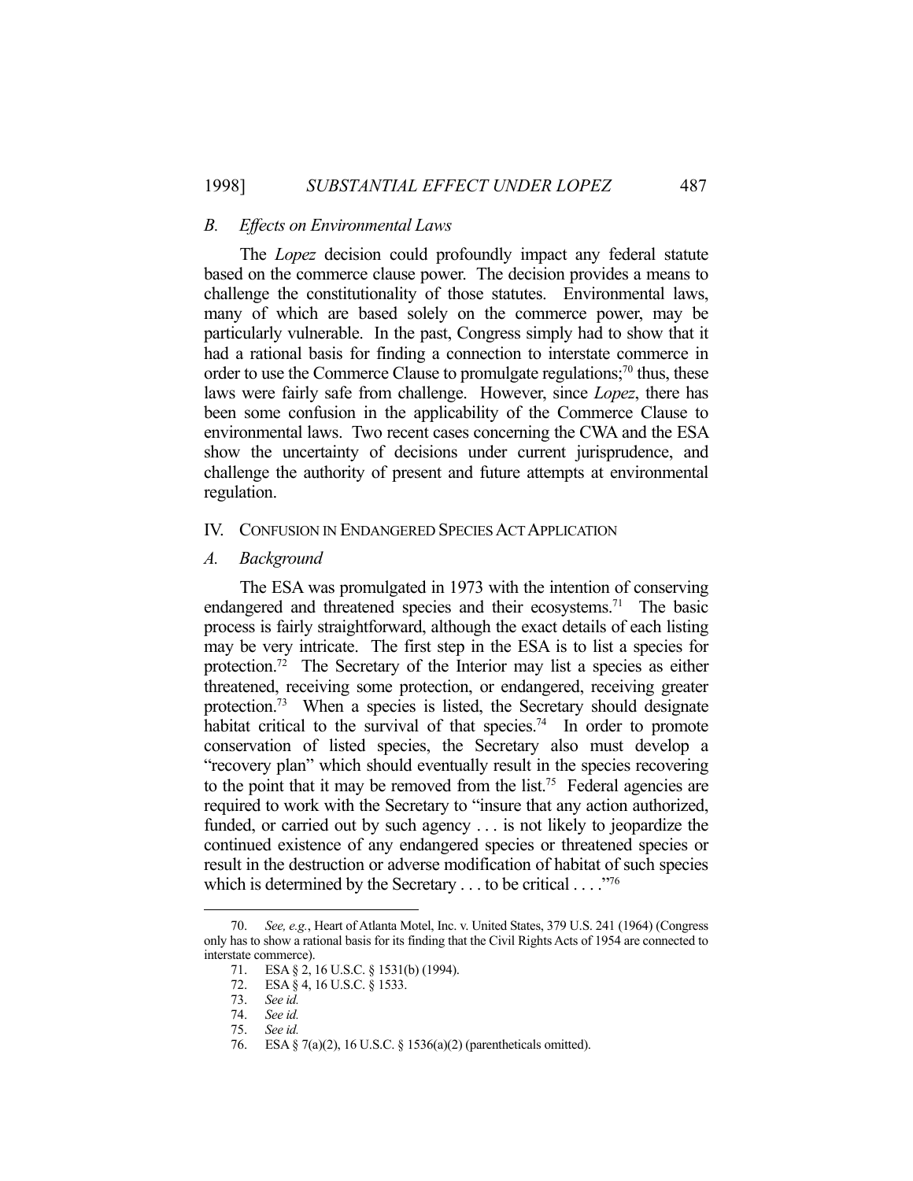### *B. Effects on Environmental Laws*

The *Lopez* decision could profoundly impact any federal statute based on the commerce clause power. The decision provides a means to challenge the constitutionality of those statutes. Environmental laws, many of which are based solely on the commerce power, may be particularly vulnerable. In the past, Congress simply had to show that it had a rational basis for finding a connection to interstate commerce in order to use the Commerce Clause to promulgate regulations;[70] thus, these laws were fairly safe from challenge. However, since *Lopez*, there has been some confusion in the applicability of the Commerce Clause to environmental laws. Two recent cases concerning the CWA and the ESA show the uncertainty of decisions under current jurisprudence, and challenge the authority of present and future attempts at environmental regulation.

## IV. CONFUSION IN ENDANGERED SPECIES ACT APPLICATION

### *A. Background*

The ESA was promulgated in 1973 with the intention of conserving endangered and threatened species and their ecosystems.[71] The basic process is fairly straightforward, although the exact details of each listing may be very intricate. The first step in the ESA is to list a species for protection.[72] The Secretary of the Interior may list a species as either threatened, receiving some protection, or endangered, receiving greater protection.[73] When a species is listed, the Secretary should designate habitat critical to the survival of that species.[74] In order to promote conservation of listed species, the Secretary also must develop a "recovery plan" which should eventually result in the species recovering to the point that it may be removed from the list.[75] Federal agencies are required to work with the Secretary to "insure that any action authorized, funded, or carried out by such agency . . . is not likely to jeopardize the continued existence of any endangered species or threatened species or result in the destruction or adverse modification of habitat of such species which is determined by the Secretary . . . to be critical . . . ."[76]

---

70. *See, e.g.*, Heart of Atlanta Motel, Inc. v. United States, 379 U.S. 241 (1964) (Congress only has to show a rational basis for its finding that the Civil Rights Acts of 1954 are connected to interstate commerce).

71. ESA § 2, 16 U.S.C. § 1531(b) (1994).

72. ESA § 4, 16 U.S.C. § 1533.

73. *See id.*

74. *See id.*

75. *See id.*

76. ESA § 7(a)(2), 16 U.S.C. § 1536(a)(2) (parentheticals omitted).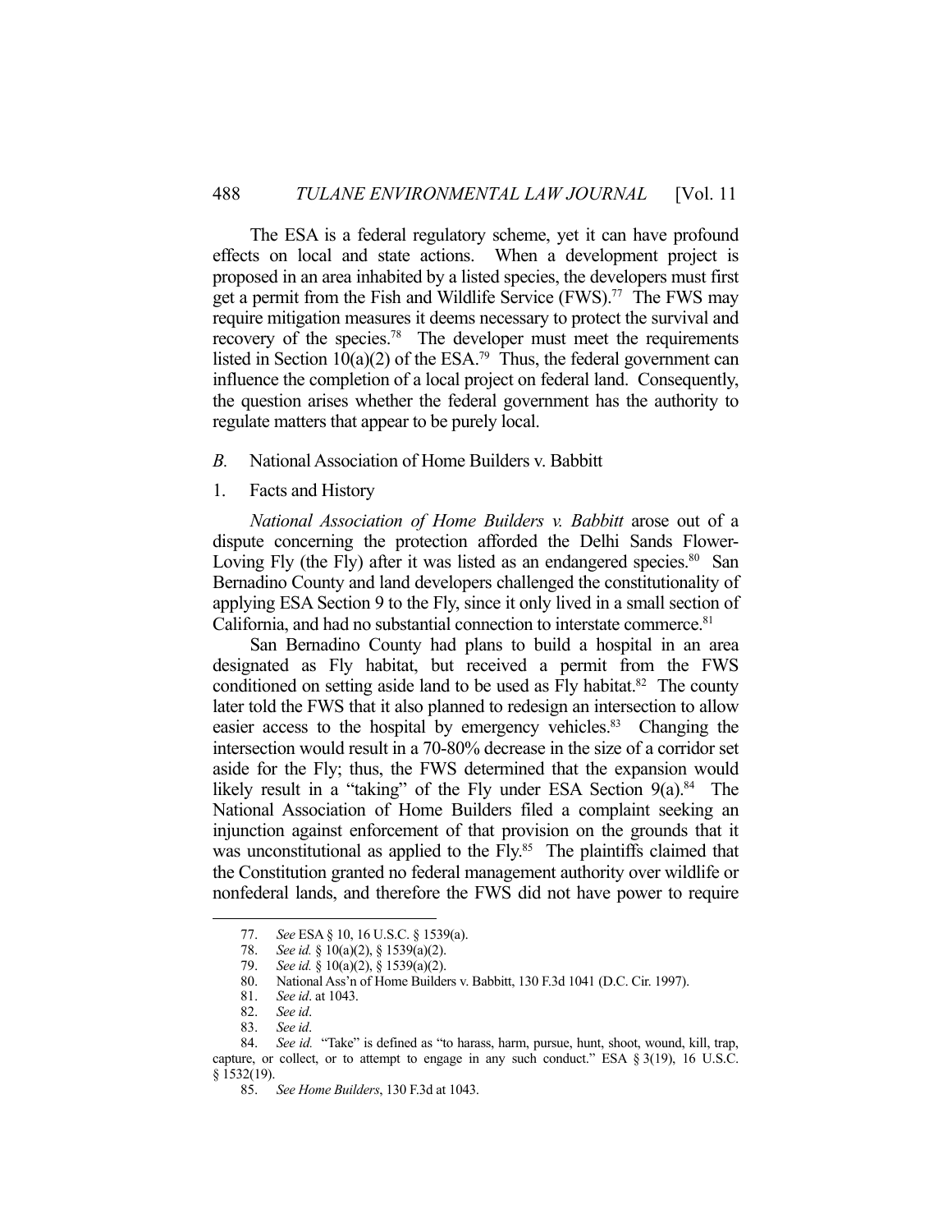The ESA is a federal regulatory scheme, yet it can have profound effects on local and state actions. When a development project is proposed in an area inhabited by a listed species, the developers must first get a permit from the Fish and Wildlife Service (FWS).[77] The FWS may require mitigation measures it deems necessary to protect the survival and recovery of the species.[78] The developer must meet the requirements listed in Section 10(a)(2) of the ESA.[79] Thus, the federal government can influence the completion of a local project on federal land. Consequently, the question arises whether the federal government has the authority to regulate matters that appear to be purely local.

## *B.* National Association of Home Builders v. Babbitt

### 1. Facts and History

*National Association of Home Builders v. Babbitt* arose out of a dispute concerning the protection afforded the Delhi Sands Flower-Loving Fly (the Fly) after it was listed as an endangered species.[80] San Bernadino County and land developers challenged the constitutionality of applying ESA Section 9 to the Fly, since it only lived in a small section of California, and had no substantial connection to interstate commerce.[81]

San Bernadino County had plans to build a hospital in an area designated as Fly habitat, but received a permit from the FWS conditioned on setting aside land to be used as Fly habitat.[82] The county later told the FWS that it also planned to redesign an intersection to allow easier access to the hospital by emergency vehicles.[83] Changing the intersection would result in a 70-80% decrease in the size of a corridor set aside for the Fly; thus, the FWS determined that the expansion would likely result in a "taking" of the Fly under ESA Section 9(a).[84] The National Association of Home Builders filed a complaint seeking an injunction against enforcement of that provision on the grounds that it was unconstitutional as applied to the Fly.[85] The plaintiffs claimed that the Constitution granted no federal management authority over wildlife or nonfederal lands, and therefore the FWS did not have power to require

---

77. *See* ESA § 10, 16 U.S.C. § 1539(a).

78. *See id.* § 10(a)(2), § 1539(a)(2).

79. *See id.* § 10(a)(2), § 1539(a)(2).

80. National Ass'n of Home Builders v. Babbitt, 130 F.3d 1041 (D.C. Cir. 1997).

81. *See id*. at 1043.

82. *See id*.

83. *See id*.

84. *See id.* "Take" is defined as "to harass, harm, pursue, hunt, shoot, wound, kill, trap, capture, or collect, or to attempt to engage in any such conduct." ESA § 3(19), 16 U.S.C. § 1532(19).

85. *See Home Builders*, 130 F.3d at 1043.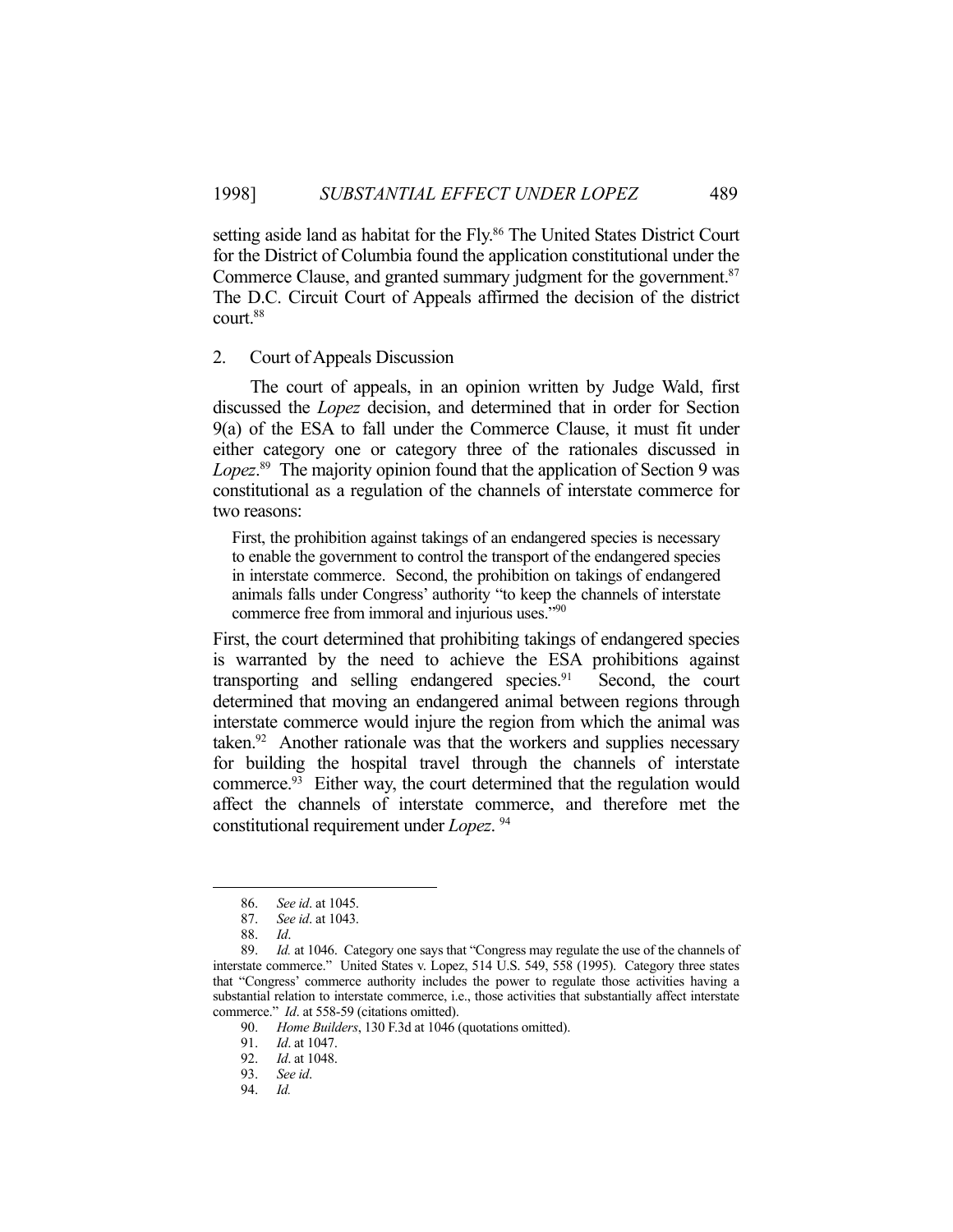setting aside land as habitat for the Fly.[86] The United States District Court for the District of Columbia found the application constitutional under the Commerce Clause, and granted summary judgment for the government.[87] The D.C. Circuit Court of Appeals affirmed the decision of the district court.[88]

2. Court of Appeals Discussion

The court of appeals, in an opinion written by Judge Wald, first discussed the *Lopez* decision, and determined that in order for Section 9(a) of the ESA to fall under the Commerce Clause, it must fit under either category one or category three of the rationales discussed in *Lopez*.[89] The majority opinion found that the application of Section 9 was constitutional as a regulation of the channels of interstate commerce for two reasons:

> First, the prohibition against takings of an endangered species is necessary to enable the government to control the transport of the endangered species in interstate commerce. Second, the prohibition on takings of endangered animals falls under Congress' authority "to keep the channels of interstate commerce free from immoral and injurious uses."[90]

First, the court determined that prohibiting takings of endangered species is warranted by the need to achieve the ESA prohibitions against transporting and selling endangered species.[91] Second, the court determined that moving an endangered animal between regions through interstate commerce would injure the region from which the animal was taken.[92] Another rationale was that the workers and supplies necessary for building the hospital travel through the channels of interstate commerce.[93] Either way, the court determined that the regulation would affect the channels of interstate commerce, and therefore met the constitutional requirement under *Lopez*.[94]

---

86. *See id*. at 1045.
87. *See id*. at 1043.
88. *Id*.
89. *Id.* at 1046. Category one says that "Congress may regulate the use of the channels of interstate commerce." United States v. Lopez, 514 U.S. 549, 558 (1995). Category three states that "Congress' commerce authority includes the power to regulate those activities having a substantial relation to interstate commerce, i.e., those activities that substantially affect interstate commerce." *Id*. at 558-59 (citations omitted).
90. *Home Builders*, 130 F.3d at 1046 (quotations omitted).
91. *Id*. at 1047.
92. *Id*. at 1048.
93. *See id*.
94. *Id.*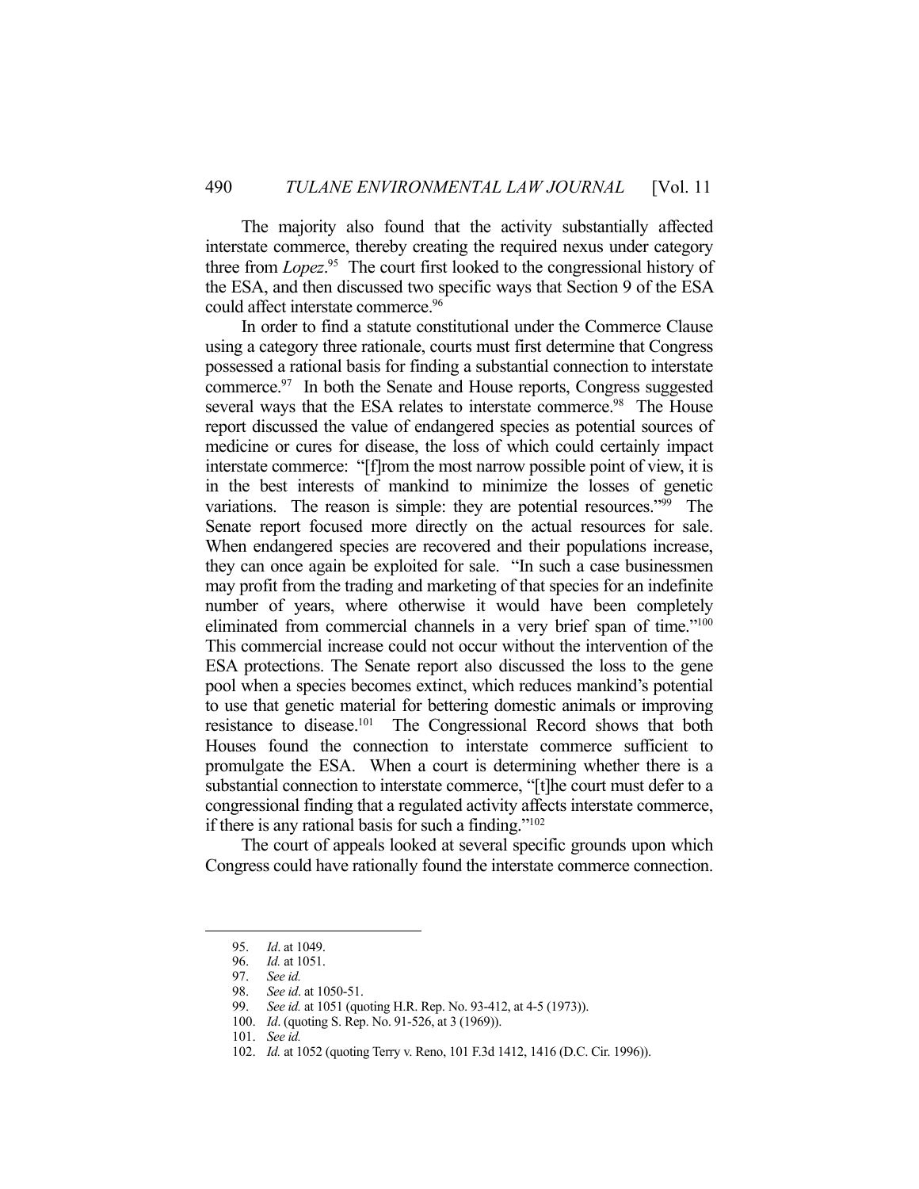The majority also found that the activity substantially affected interstate commerce, thereby creating the required nexus under category three from *Lopez*.[95] The court first looked to the congressional history of the ESA, and then discussed two specific ways that Section 9 of the ESA could affect interstate commerce.[96]

In order to find a statute constitutional under the Commerce Clause using a category three rationale, courts must first determine that Congress possessed a rational basis for finding a substantial connection to interstate commerce.[97] In both the Senate and House reports, Congress suggested several ways that the ESA relates to interstate commerce.[98] The House report discussed the value of endangered species as potential sources of medicine or cures for disease, the loss of which could certainly impact interstate commerce: "[f]rom the most narrow possible point of view, it is in the best interests of mankind to minimize the losses of genetic variations. The reason is simple: they are potential resources."[99] The Senate report focused more directly on the actual resources for sale. When endangered species are recovered and their populations increase, they can once again be exploited for sale. "In such a case businessmen may profit from the trading and marketing of that species for an indefinite number of years, where otherwise it would have been completely eliminated from commercial channels in a very brief span of time."[100] This commercial increase could not occur without the intervention of the ESA protections. The Senate report also discussed the loss to the gene pool when a species becomes extinct, which reduces mankind's potential to use that genetic material for bettering domestic animals or improving resistance to disease.[101] The Congressional Record shows that both Houses found the connection to interstate commerce sufficient to promulgate the ESA. When a court is determining whether there is a substantial connection to interstate commerce, "[t]he court must defer to a congressional finding that a regulated activity affects interstate commerce, if there is any rational basis for such a finding."[102]

The court of appeals looked at several specific grounds upon which Congress could have rationally found the interstate commerce connection.

---

95. *Id*. at 1049.
96. *Id.* at 1051.
97. *See id.*
98. *See id*. at 1050-51.
99. *See id.* at 1051 (quoting H.R. Rep. No. 93-412, at 4-5 (1973)).
100. *Id*. (quoting S. Rep. No. 91-526, at 3 (1969)).
101. *See id.*
102. *Id.* at 1052 (quoting Terry v. Reno, 101 F.3d 1412, 1416 (D.C. Cir. 1996)).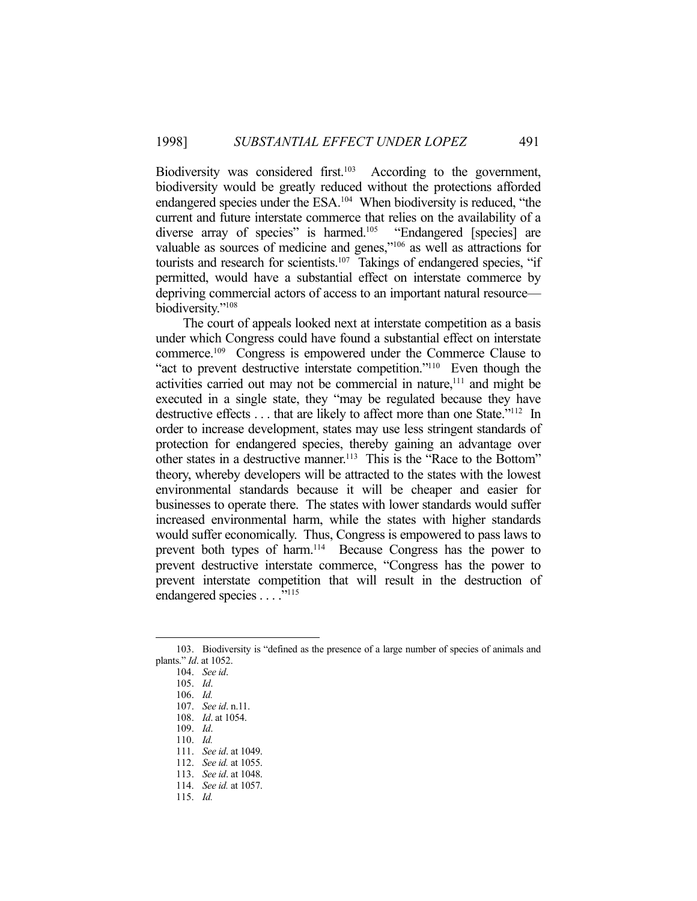Biodiversity was considered first.[103] According to the government, biodiversity would be greatly reduced without the protections afforded endangered species under the ESA.[104] When biodiversity is reduced, "the current and future interstate commerce that relies on the availability of a diverse array of species" is harmed.[105] "Endangered [species] are valuable as sources of medicine and genes,"[106] as well as attractions for tourists and research for scientists.[107] Takings of endangered species, "if permitted, would have a substantial effect on interstate commerce by depriving commercial actors of access to an important natural resource—biodiversity."[108]

The court of appeals looked next at interstate competition as a basis under which Congress could have found a substantial effect on interstate commerce.[109] Congress is empowered under the Commerce Clause to "act to prevent destructive interstate competition."[110] Even though the activities carried out may not be commercial in nature,[111] and might be executed in a single state, they "may be regulated because they have destructive effects . . . that are likely to affect more than one State."[112] In order to increase development, states may use less stringent standards of protection for endangered species, thereby gaining an advantage over other states in a destructive manner.[113] This is the "Race to the Bottom" theory, whereby developers will be attracted to the states with the lowest environmental standards because it will be cheaper and easier for businesses to operate there. The states with lower standards would suffer increased environmental harm, while the states with higher standards would suffer economically. Thus, Congress is empowered to pass laws to prevent both types of harm.[114] Because Congress has the power to prevent destructive interstate commerce, "Congress has the power to prevent interstate competition that will result in the destruction of endangered species . . . ."[115]

---

103. Biodiversity is "defined as the presence of a large number of species of animals and plants." *Id*. at 1052.

104. *See id*.

105. *Id*.

106. *Id.*

107. *See id*. n.11.

108. *Id*. at 1054.

109. *Id*.

110. *Id.*

111. *See id*. at 1049.

112. *See id.* at 1055.

113. *See id*. at 1048.

114. *See id.* at 1057.

115. *Id.*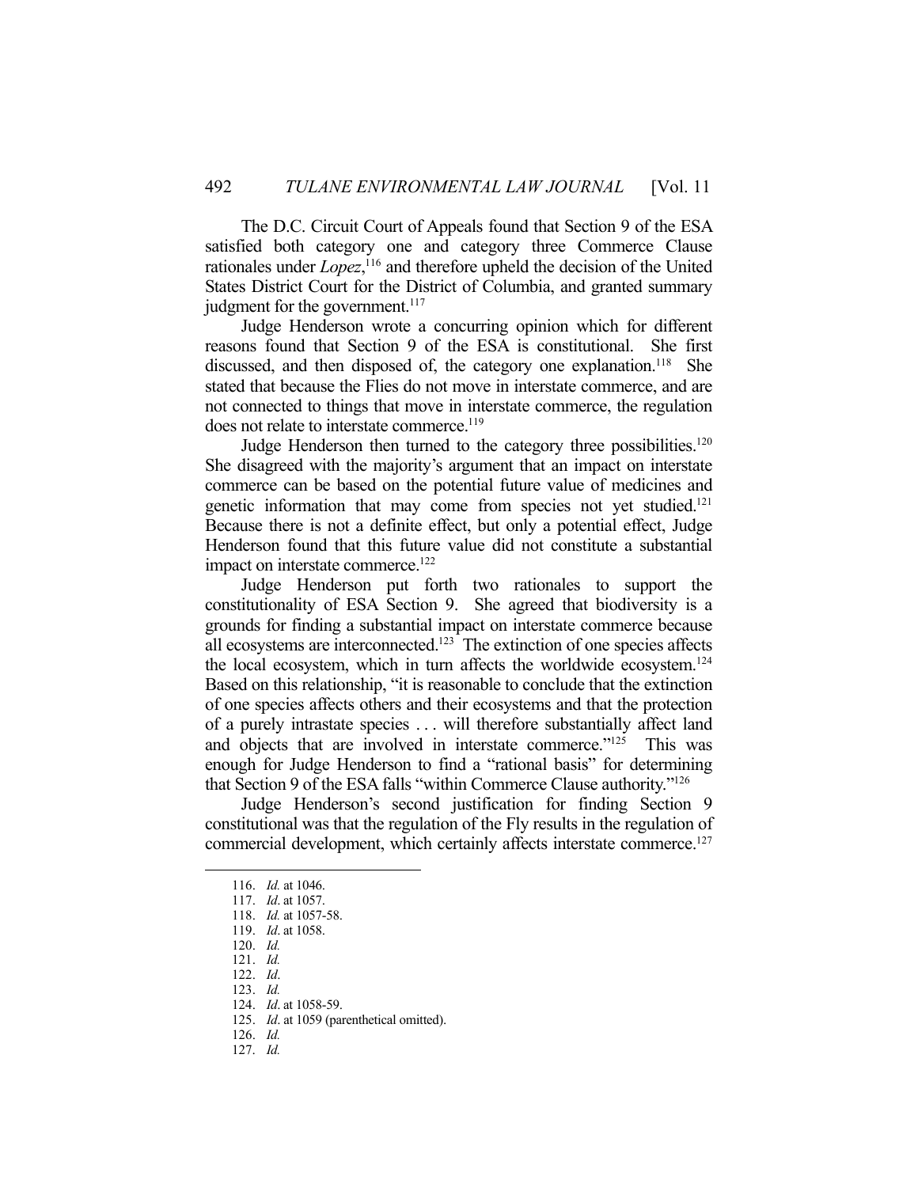The D.C. Circuit Court of Appeals found that Section 9 of the ESA satisfied both category one and category three Commerce Clause rationales under *Lopez*,[116] and therefore upheld the decision of the United States District Court for the District of Columbia, and granted summary judgment for the government.[117]

Judge Henderson wrote a concurring opinion which for different reasons found that Section 9 of the ESA is constitutional. She first discussed, and then disposed of, the category one explanation.[118] She stated that because the Flies do not move in interstate commerce, and are not connected to things that move in interstate commerce, the regulation does not relate to interstate commerce.[119]

Judge Henderson then turned to the category three possibilities.[120] She disagreed with the majority's argument that an impact on interstate commerce can be based on the potential future value of medicines and genetic information that may come from species not yet studied.[121] Because there is not a definite effect, but only a potential effect, Judge Henderson found that this future value did not constitute a substantial impact on interstate commerce.[122]

Judge Henderson put forth two rationales to support the constitutionality of ESA Section 9. She agreed that biodiversity is a grounds for finding a substantial impact on interstate commerce because all ecosystems are interconnected.[123] The extinction of one species affects the local ecosystem, which in turn affects the worldwide ecosystem.[124] Based on this relationship, "it is reasonable to conclude that the extinction of one species affects others and their ecosystems and that the protection of a purely intrastate species . . . will therefore substantially affect land and objects that are involved in interstate commerce."[125] This was enough for Judge Henderson to find a "rational basis" for determining that Section 9 of the ESA falls "within Commerce Clause authority."[126]

Judge Henderson's second justification for finding Section 9 constitutional was that the regulation of the Fly results in the regulation of commercial development, which certainly affects interstate commerce.[127]

---

116. *Id.* at 1046.
117. *Id*. at 1057.
118. *Id.* at 1057-58.
119. *Id*. at 1058.
120. *Id.*
121. *Id.*
122. *Id*.
123. *Id.*
124. *Id*. at 1058-59.
125. *Id*. at 1059 (parenthetical omitted).
126. *Id.*
127. *Id.*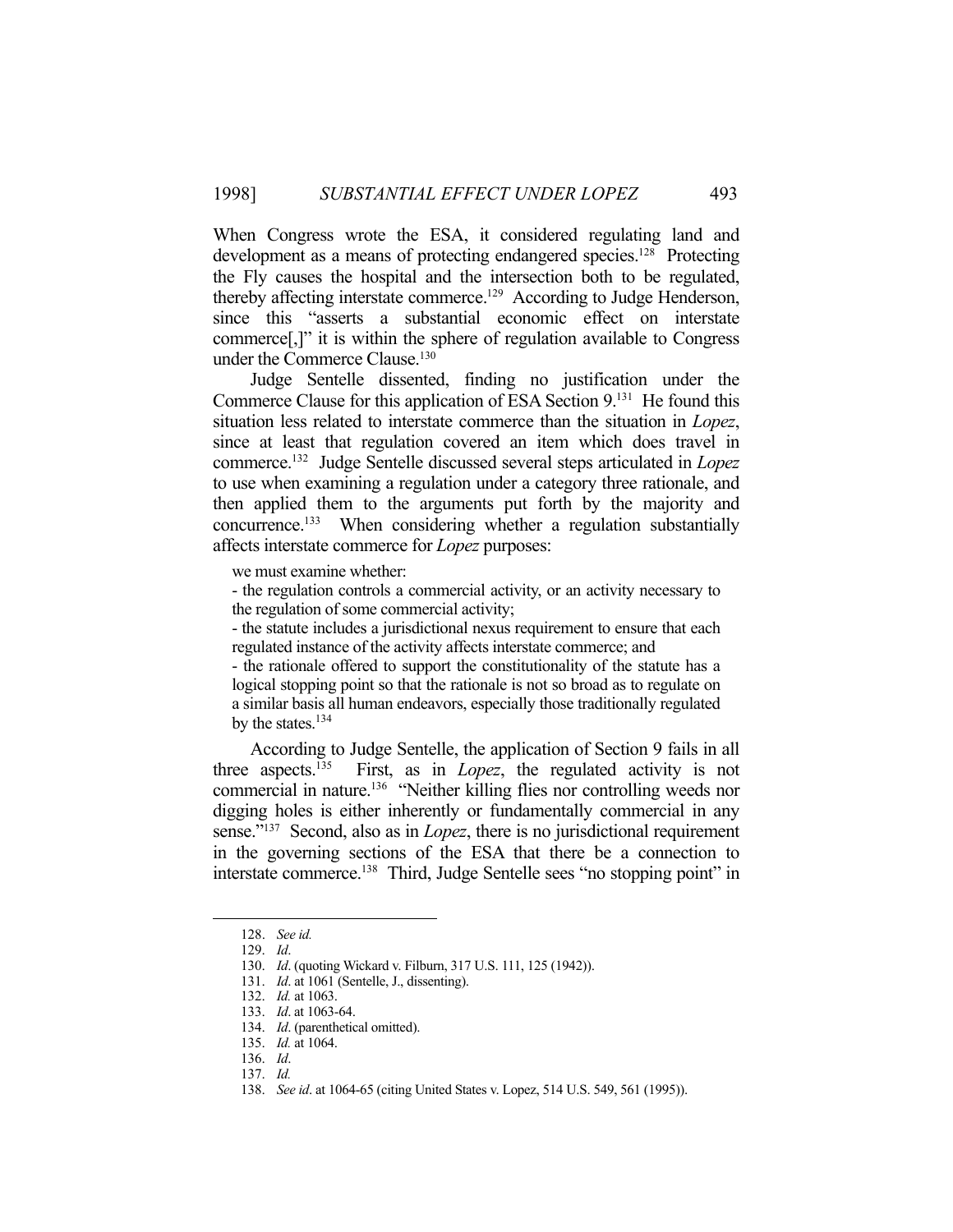When Congress wrote the ESA, it considered regulating land and development as a means of protecting endangered species.[128] Protecting the Fly causes the hospital and the intersection both to be regulated, thereby affecting interstate commerce.[129] According to Judge Henderson, since this "asserts a substantial economic effect on interstate commerce[,]" it is within the sphere of regulation available to Congress under the Commerce Clause.[130]

Judge Sentelle dissented, finding no justification under the Commerce Clause for this application of ESA Section 9.[131] He found this situation less related to interstate commerce than the situation in *Lopez*, since at least that regulation covered an item which does travel in commerce.[132] Judge Sentelle discussed several steps articulated in *Lopez* to use when examining a regulation under a category three rationale, and then applied them to the arguments put forth by the majority and concurrence.[133] When considering whether a regulation substantially affects interstate commerce for *Lopez* purposes:

> we must examine whether:
>
> - the regulation controls a commercial activity, or an activity necessary to the regulation of some commercial activity;
> - the statute includes a jurisdictional nexus requirement to ensure that each regulated instance of the activity affects interstate commerce; and
> - the rationale offered to support the constitutionality of the statute has a logical stopping point so that the rationale is not so broad as to regulate on a similar basis all human endeavors, especially those traditionally regulated by the states.[134]

According to Judge Sentelle, the application of Section 9 fails in all three aspects.[135] First, as in *Lopez*, the regulated activity is not commercial in nature.[136] "Neither killing flies nor controlling weeds nor digging holes is either inherently or fundamentally commercial in any sense."[137] Second, also as in *Lopez*, there is no jurisdictional requirement in the governing sections of the ESA that there be a connection to interstate commerce.[138] Third, Judge Sentelle sees "no stopping point" in

---

128. *See id.*

129. *Id*.

130. *Id*. (quoting Wickard v. Filburn, 317 U.S. 111, 125 (1942)).

131. *Id*. at 1061 (Sentelle, J., dissenting).

132. *Id.* at 1063.

133. *Id*. at 1063-64.

134. *Id*. (parenthetical omitted).

135. *Id.* at 1064.

136. *Id*.

137. *Id.*

138. *See id*. at 1064-65 (citing United States v. Lopez, 514 U.S. 549, 561 (1995)).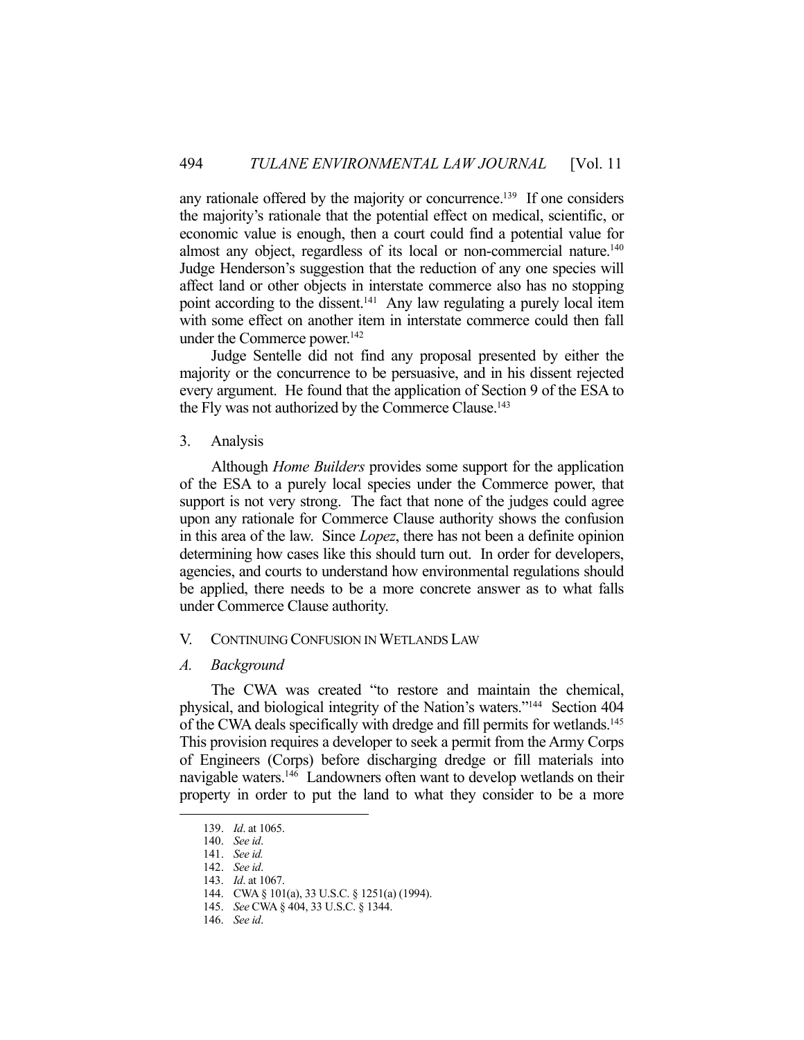any rationale offered by the majority or concurrence.[139] If one considers the majority's rationale that the potential effect on medical, scientific, or economic value is enough, then a court could find a potential value for almost any object, regardless of its local or non-commercial nature.[140] Judge Henderson's suggestion that the reduction of any one species will affect land or other objects in interstate commerce also has no stopping point according to the dissent.[141] Any law regulating a purely local item with some effect on another item in interstate commerce could then fall under the Commerce power.[142]

Judge Sentelle did not find any proposal presented by either the majority or the concurrence to be persuasive, and in his dissent rejected every argument. He found that the application of Section 9 of the ESA to the Fly was not authorized by the Commerce Clause.[143]

#### 3. Analysis

Although *Home Builders* provides some support for the application of the ESA to a purely local species under the Commerce power, that support is not very strong. The fact that none of the judges could agree upon any rationale for Commerce Clause authority shows the confusion in this area of the law. Since *Lopez*, there has not been a definite opinion determining how cases like this should turn out. In order for developers, agencies, and courts to understand how environmental regulations should be applied, there needs to be a more concrete answer as to what falls under Commerce Clause authority.

## V. CONTINUING CONFUSION IN WETLANDS LAW

### *A. Background*

The CWA was created "to restore and maintain the chemical, physical, and biological integrity of the Nation's waters."[144] Section 404 of the CWA deals specifically with dredge and fill permits for wetlands.[145] This provision requires a developer to seek a permit from the Army Corps of Engineers (Corps) before discharging dredge or fill materials into navigable waters.[146] Landowners often want to develop wetlands on their property in order to put the land to what they consider to be a more

---

139. *Id*. at 1065.

140. *See id*.

141. *See id.*

142. *See id*.

143. *Id*. at 1067.

144. CWA § 101(a), 33 U.S.C. § 1251(a) (1994).

145. *See* CWA § 404, 33 U.S.C. § 1344.

146. *See id*.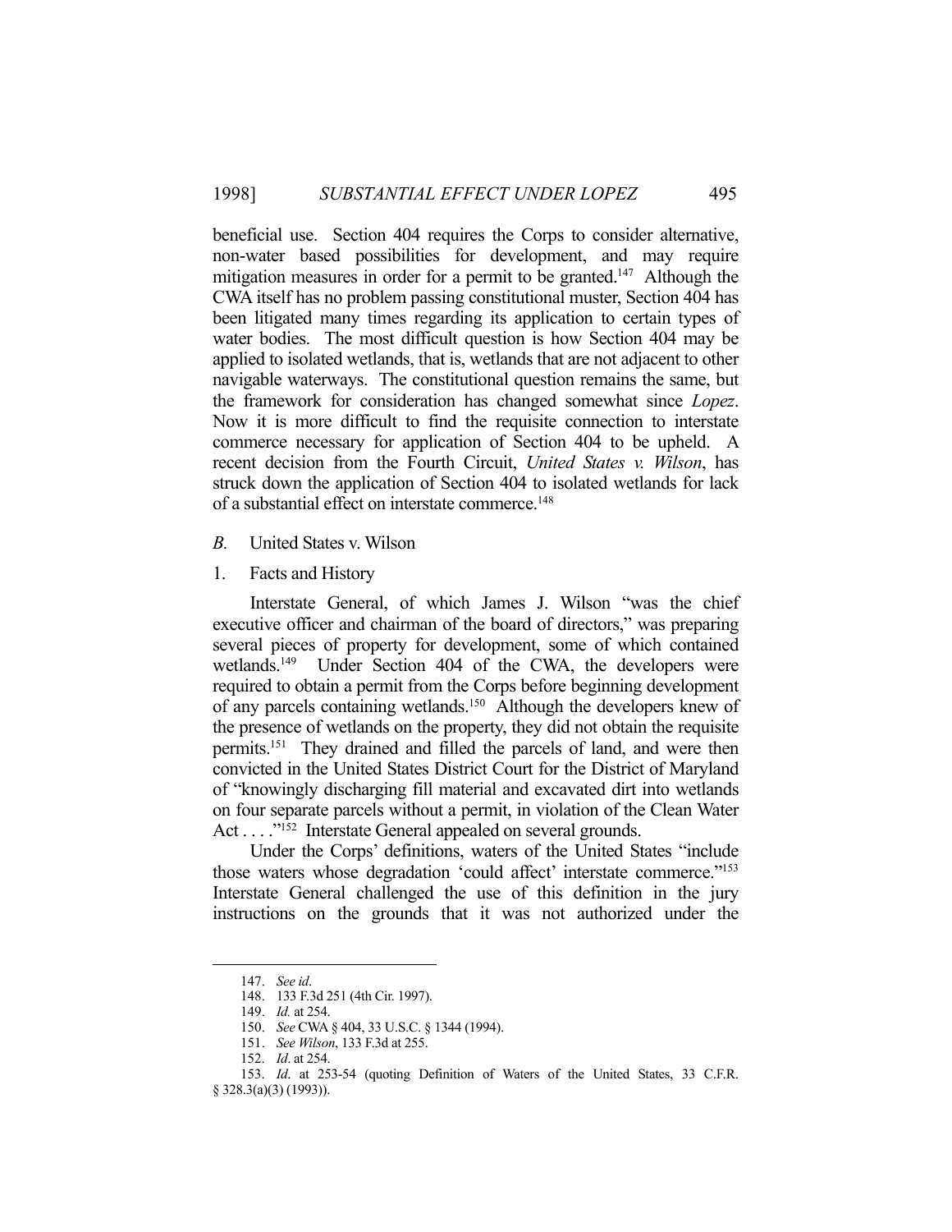beneficial use. Section 404 requires the Corps to consider alternative, non-water based possibilities for development, and may require mitigation measures in order for a permit to be granted.[147] Although the CWA itself has no problem passing constitutional muster, Section 404 has been litigated many times regarding its application to certain types of water bodies. The most difficult question is how Section 404 may be applied to isolated wetlands, that is, wetlands that are not adjacent to other navigable waterways. The constitutional question remains the same, but the framework for consideration has changed somewhat since *Lopez*. Now it is more difficult to find the requisite connection to interstate commerce necessary for application of Section 404 to be upheld. A recent decision from the Fourth Circuit, *United States v. Wilson*, has struck down the application of Section 404 to isolated wetlands for lack of a substantial effect on interstate commerce.[148]

### *B.* United States v. Wilson

#### 1. Facts and History

Interstate General, of which James J. Wilson "was the chief executive officer and chairman of the board of directors," was preparing several pieces of property for development, some of which contained wetlands.[149] Under Section 404 of the CWA, the developers were required to obtain a permit from the Corps before beginning development of any parcels containing wetlands.[150] Although the developers knew of the presence of wetlands on the property, they did not obtain the requisite permits.[151] They drained and filled the parcels of land, and were then convicted in the United States District Court for the District of Maryland of "knowingly discharging fill material and excavated dirt into wetlands on four separate parcels without a permit, in violation of the Clean Water Act . . . ."[152] Interstate General appealed on several grounds.

Under the Corps' definitions, waters of the United States "include those waters whose degradation 'could affect' interstate commerce."[153] Interstate General challenged the use of this definition in the jury instructions on the grounds that it was not authorized under the

---

147. *See id*.

148. 133 F.3d 251 (4th Cir. 1997).

149. *Id.* at 254.

150. *See* CWA § 404, 33 U.S.C. § 1344 (1994).

151. *See Wilson*, 133 F.3d at 255.

152. *Id*. at 254.

153. *Id*. at 253-54 (quoting Definition of Waters of the United States, 33 C.F.R. § 328.3(a)(3) (1993)).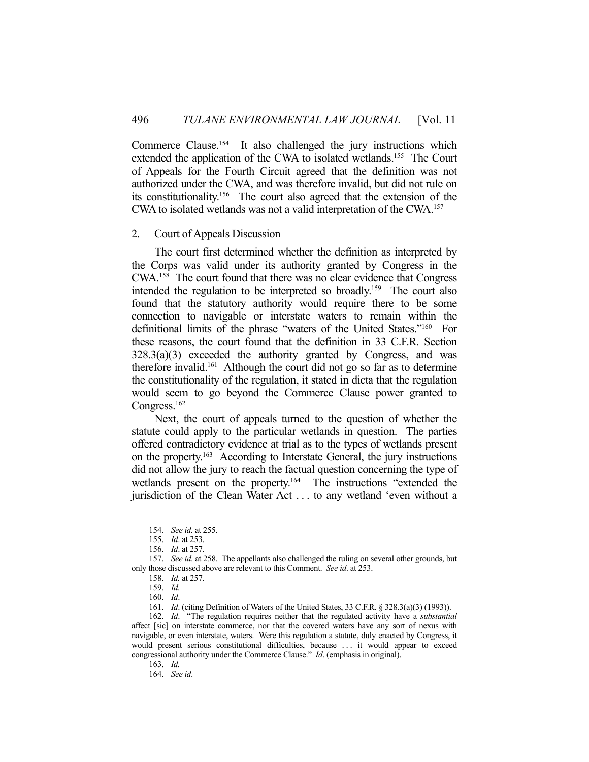Commerce Clause.[154] It also challenged the jury instructions which extended the application of the CWA to isolated wetlands.[155] The Court of Appeals for the Fourth Circuit agreed that the definition was not authorized under the CWA, and was therefore invalid, but did not rule on its constitutionality.[156] The court also agreed that the extension of the CWA to isolated wetlands was not a valid interpretation of the CWA.[157]

## 2. Court of Appeals Discussion

The court first determined whether the definition as interpreted by the Corps was valid under its authority granted by Congress in the CWA.[158] The court found that there was no clear evidence that Congress intended the regulation to be interpreted so broadly.[159] The court also found that the statutory authority would require there to be some connection to navigable or interstate waters to remain within the definitional limits of the phrase "waters of the United States."[160] For these reasons, the court found that the definition in 33 C.F.R. Section 328.3(a)(3) exceeded the authority granted by Congress, and was therefore invalid.[161] Although the court did not go so far as to determine the constitutionality of the regulation, it stated in dicta that the regulation would seem to go beyond the Commerce Clause power granted to Congress.[162]

Next, the court of appeals turned to the question of whether the statute could apply to the particular wetlands in question. The parties offered contradictory evidence at trial as to the types of wetlands present on the property.[163] According to Interstate General, the jury instructions did not allow the jury to reach the factual question concerning the type of wetlands present on the property.[164] The instructions "extended the jurisdiction of the Clean Water Act . . . to any wetland 'even without a

---

154. *See id.* at 255.

155. *Id*. at 253.

156. *Id*. at 257.

157. *See id*. at 258. The appellants also challenged the ruling on several other grounds, but only those discussed above are relevant to this Comment. *See id*. at 253.

158. *Id.* at 257.

159. *Id.*

160. *Id*.

161. *Id*. (citing Definition of Waters of the United States, 33 C.F.R. § 328.3(a)(3) (1993)).

162. *Id*. "The regulation requires neither that the regulated activity have a *substantial* affect [sic] on interstate commerce, nor that the covered waters have any sort of nexus with navigable, or even interstate, waters. Were this regulation a statute, duly enacted by Congress, it would present serious constitutional difficulties, because . . . it would appear to exceed congressional authority under the Commerce Clause." *Id*. (emphasis in original).

163. *Id.*

164. *See id*.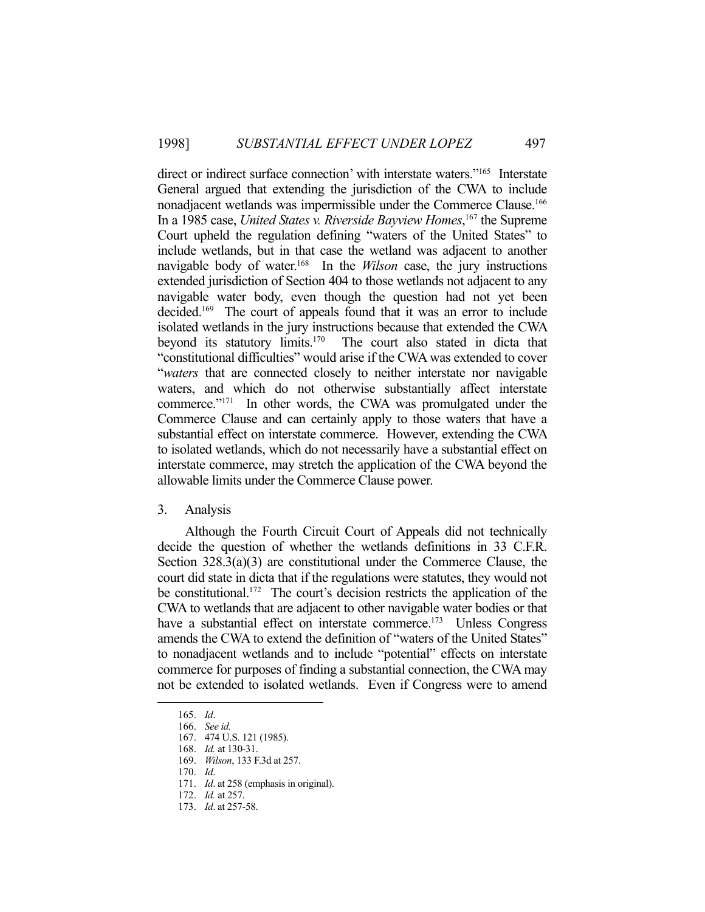direct or indirect surface connection' with interstate waters."[165] Interstate General argued that extending the jurisdiction of the CWA to include nonadjacent wetlands was impermissible under the Commerce Clause.[166] In a 1985 case, *United States v. Riverside Bayview Homes*,[167] the Supreme Court upheld the regulation defining "waters of the United States" to include wetlands, but in that case the wetland was adjacent to another navigable body of water.[168] In the *Wilson* case, the jury instructions extended jurisdiction of Section 404 to those wetlands not adjacent to any navigable water body, even though the question had not yet been decided.[169] The court of appeals found that it was an error to include isolated wetlands in the jury instructions because that extended the CWA beyond its statutory limits.[170] The court also stated in dicta that "constitutional difficulties" would arise if the CWA was extended to cover "*waters* that are connected closely to neither interstate nor navigable waters, and which do not otherwise substantially affect interstate commerce."[171] In other words, the CWA was promulgated under the Commerce Clause and can certainly apply to those waters that have a substantial effect on interstate commerce. However, extending the CWA to isolated wetlands, which do not necessarily have a substantial effect on interstate commerce, may stretch the application of the CWA beyond the allowable limits under the Commerce Clause power.

3. Analysis

Although the Fourth Circuit Court of Appeals did not technically decide the question of whether the wetlands definitions in 33 C.F.R. Section 328.3(a)(3) are constitutional under the Commerce Clause, the court did state in dicta that if the regulations were statutes, they would not be constitutional.[172] The court's decision restricts the application of the CWA to wetlands that are adjacent to other navigable water bodies or that have a substantial effect on interstate commerce.[173] Unless Congress amends the CWA to extend the definition of "waters of the United States" to nonadjacent wetlands and to include "potential" effects on interstate commerce for purposes of finding a substantial connection, the CWA may not be extended to isolated wetlands. Even if Congress were to amend

---

165. *Id*.
166. *See id.*
167. 474 U.S. 121 (1985).
168. *Id.* at 130-31.
169. *Wilson*, 133 F.3d at 257.
170. *Id*.
171. *Id*. at 258 (emphasis in original).
172. *Id.* at 257.
173. *Id*. at 257-58.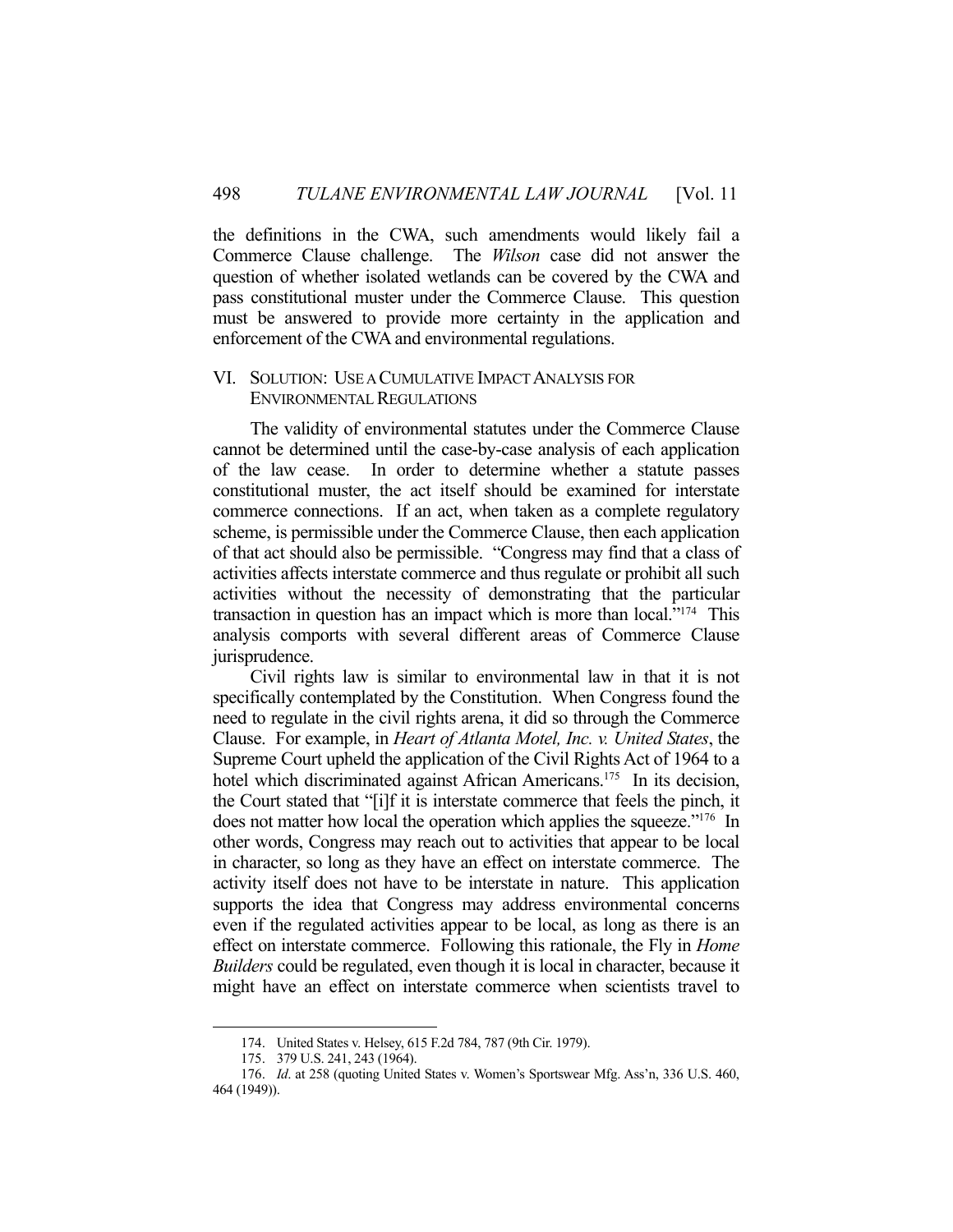the definitions in the CWA, such amendments would likely fail a Commerce Clause challenge. The *Wilson* case did not answer the question of whether isolated wetlands can be covered by the CWA and pass constitutional muster under the Commerce Clause. This question must be answered to provide more certainty in the application and enforcement of the CWA and environmental regulations.

## VI. SOLUTION: USE A CUMULATIVE IMPACT ANALYSIS FOR ENVIRONMENTAL REGULATIONS

The validity of environmental statutes under the Commerce Clause cannot be determined until the case-by-case analysis of each application of the law cease. In order to determine whether a statute passes constitutional muster, the act itself should be examined for interstate commerce connections. If an act, when taken as a complete regulatory scheme, is permissible under the Commerce Clause, then each application of that act should also be permissible. "Congress may find that a class of activities affects interstate commerce and thus regulate or prohibit all such activities without the necessity of demonstrating that the particular transaction in question has an impact which is more than local."[174] This analysis comports with several different areas of Commerce Clause jurisprudence.

Civil rights law is similar to environmental law in that it is not specifically contemplated by the Constitution. When Congress found the need to regulate in the civil rights arena, it did so through the Commerce Clause. For example, in *Heart of Atlanta Motel, Inc. v. United States*, the Supreme Court upheld the application of the Civil Rights Act of 1964 to a hotel which discriminated against African Americans.[175] In its decision, the Court stated that "[i]f it is interstate commerce that feels the pinch, it does not matter how local the operation which applies the squeeze."[176] In other words, Congress may reach out to activities that appear to be local in character, so long as they have an effect on interstate commerce. The activity itself does not have to be interstate in nature. This application supports the idea that Congress may address environmental concerns even if the regulated activities appear to be local, as long as there is an effect on interstate commerce. Following this rationale, the Fly in *Home Builders* could be regulated, even though it is local in character, because it might have an effect on interstate commerce when scientists travel to

---

174. United States v. Helsey, 615 F.2d 784, 787 (9th Cir. 1979).

175. 379 U.S. 241, 243 (1964).

176. *Id*. at 258 (quoting United States v. Women's Sportswear Mfg. Ass'n, 336 U.S. 460, 464 (1949)).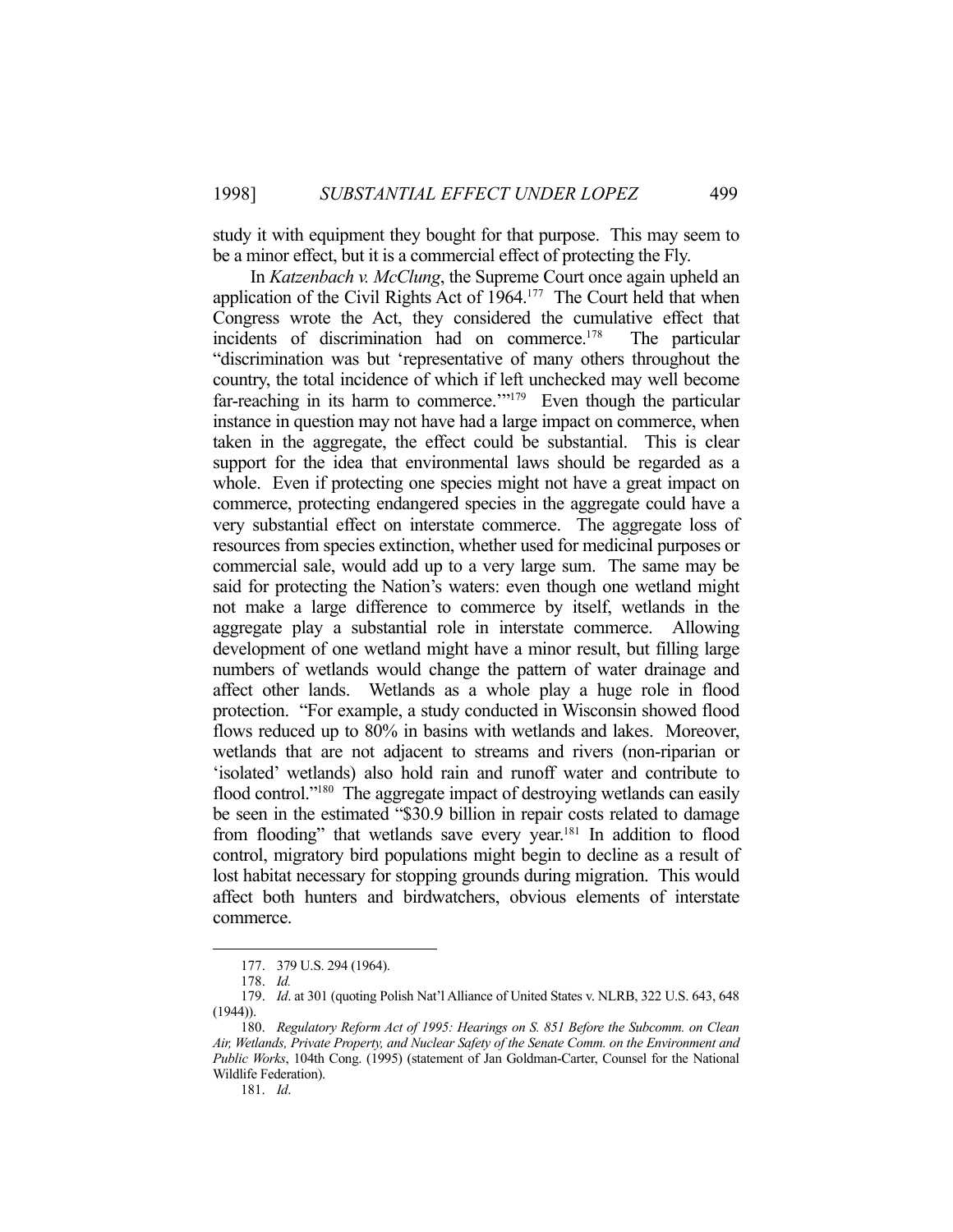study it with equipment they bought for that purpose. This may seem to be a minor effect, but it is a commercial effect of protecting the Fly.

In *Katzenbach v. McClung*, the Supreme Court once again upheld an application of the Civil Rights Act of 1964.[177] The Court held that when Congress wrote the Act, they considered the cumulative effect that incidents of discrimination had on commerce.[178] The particular "discrimination was but 'representative of many others throughout the country, the total incidence of which if left unchecked may well become far-reaching in its harm to commerce.'"[179] Even though the particular instance in question may not have had a large impact on commerce, when taken in the aggregate, the effect could be substantial. This is clear support for the idea that environmental laws should be regarded as a whole. Even if protecting one species might not have a great impact on commerce, protecting endangered species in the aggregate could have a very substantial effect on interstate commerce. The aggregate loss of resources from species extinction, whether used for medicinal purposes or commercial sale, would add up to a very large sum. The same may be said for protecting the Nation's waters: even though one wetland might not make a large difference to commerce by itself, wetlands in the aggregate play a substantial role in interstate commerce. Allowing development of one wetland might have a minor result, but filling large numbers of wetlands would change the pattern of water drainage and affect other lands. Wetlands as a whole play a huge role in flood protection. "For example, a study conducted in Wisconsin showed flood flows reduced up to 80% in basins with wetlands and lakes. Moreover, wetlands that are not adjacent to streams and rivers (non-riparian or 'isolated' wetlands) also hold rain and runoff water and contribute to flood control."[180] The aggregate impact of destroying wetlands can easily be seen in the estimated "$30.9 billion in repair costs related to damage from flooding" that wetlands save every year.[181] In addition to flood control, migratory bird populations might begin to decline as a result of lost habitat necessary for stopping grounds during migration. This would affect both hunters and birdwatchers, obvious elements of interstate commerce.

---

177. 379 U.S. 294 (1964).

178. *Id.*

179. *Id.* at 301 (quoting Polish Nat'l Alliance of United States v. NLRB, 322 U.S. 643, 648 (1944)).

180. *Regulatory Reform Act of 1995: Hearings on S. 851 Before the Subcomm. on Clean Air, Wetlands, Private Property, and Nuclear Safety of the Senate Comm. on the Environment and Public Works*, 104th Cong. (1995) (statement of Jan Goldman-Carter, Counsel for the National Wildlife Federation).

181. *Id*.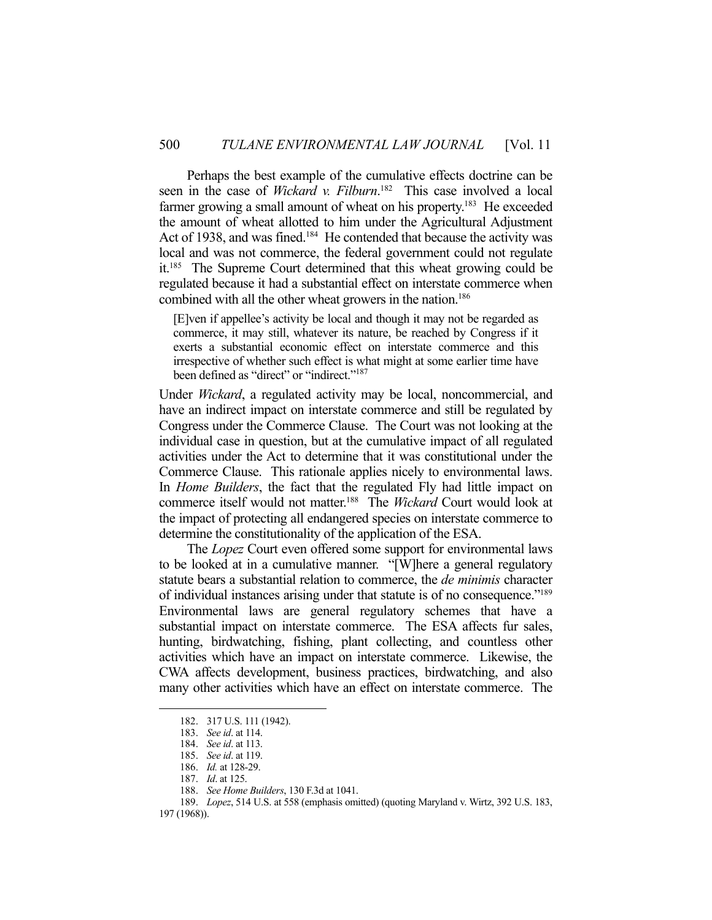Perhaps the best example of the cumulative effects doctrine can be seen in the case of *Wickard v. Filburn*.[182] This case involved a local farmer growing a small amount of wheat on his property.[183] He exceeded the amount of wheat allotted to him under the Agricultural Adjustment Act of 1938, and was fined.[184] He contended that because the activity was local and was not commerce, the federal government could not regulate it.[185] The Supreme Court determined that this wheat growing could be regulated because it had a substantial effect on interstate commerce when combined with all the other wheat growers in the nation.[186]

> [E]ven if appellee's activity be local and though it may not be regarded as commerce, it may still, whatever its nature, be reached by Congress if it exerts a substantial economic effect on interstate commerce and this irrespective of whether such effect is what might at some earlier time have been defined as "direct" or "indirect."[187]

Under *Wickard*, a regulated activity may be local, noncommercial, and have an indirect impact on interstate commerce and still be regulated by Congress under the Commerce Clause. The Court was not looking at the individual case in question, but at the cumulative impact of all regulated activities under the Act to determine that it was constitutional under the Commerce Clause. This rationale applies nicely to environmental laws. In *Home Builders*, the fact that the regulated Fly had little impact on commerce itself would not matter.[188] The *Wickard* Court would look at the impact of protecting all endangered species on interstate commerce to determine the constitutionality of the application of the ESA.

The *Lopez* Court even offered some support for environmental laws to be looked at in a cumulative manner. "[W]here a general regulatory statute bears a substantial relation to commerce, the *de minimis* character of individual instances arising under that statute is of no consequence."[189] Environmental laws are general regulatory schemes that have a substantial impact on interstate commerce. The ESA affects fur sales, hunting, birdwatching, fishing, plant collecting, and countless other activities which have an impact on interstate commerce. Likewise, the CWA affects development, business practices, birdwatching, and also many other activities which have an effect on interstate commerce. The

---

182. 317 U.S. 111 (1942).

183. *See id*. at 114.

184. *See id*. at 113.

185. *See id*. at 119.

186. *Id.* at 128-29.

187. *Id*. at 125.

188. *See Home Builders*, 130 F.3d at 1041.

189. *Lopez*, 514 U.S. at 558 (emphasis omitted) (quoting Maryland v. Wirtz, 392 U.S. 183, 197 (1968)).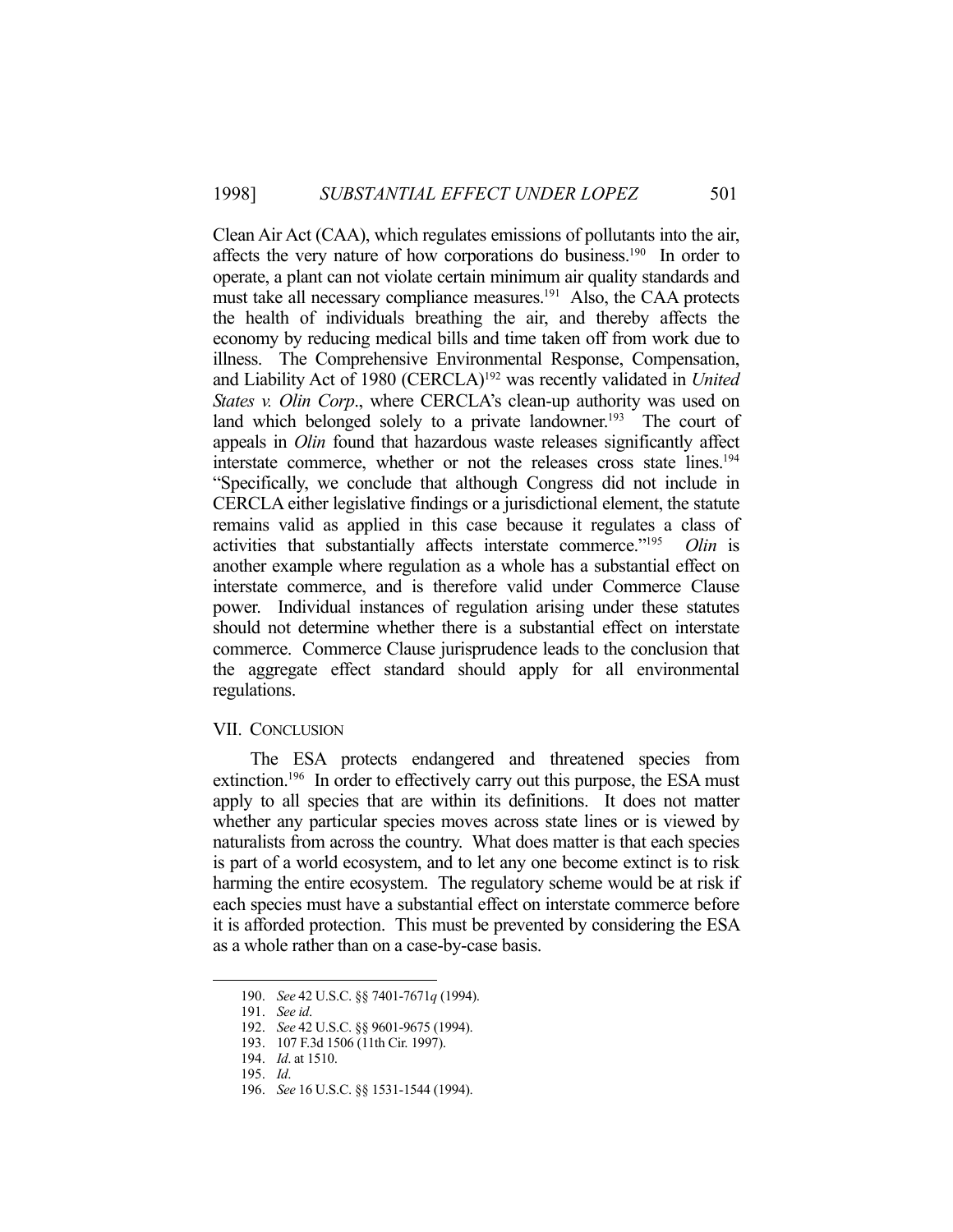Clean Air Act (CAA), which regulates emissions of pollutants into the air, affects the very nature of how corporations do business.[190] In order to operate, a plant can not violate certain minimum air quality standards and must take all necessary compliance measures.[191] Also, the CAA protects the health of individuals breathing the air, and thereby affects the economy by reducing medical bills and time taken off from work due to illness. The Comprehensive Environmental Response, Compensation, and Liability Act of 1980 (CERCLA)[192] was recently validated in *United States v. Olin Corp*., where CERCLA's clean-up authority was used on land which belonged solely to a private landowner.[193] The court of appeals in *Olin* found that hazardous waste releases significantly affect interstate commerce, whether or not the releases cross state lines.[194] "Specifically, we conclude that although Congress did not include in CERCLA either legislative findings or a jurisdictional element, the statute remains valid as applied in this case because it regulates a class of activities that substantially affects interstate commerce."[195] *Olin* is another example where regulation as a whole has a substantial effect on interstate commerce, and is therefore valid under Commerce Clause power. Individual instances of regulation arising under these statutes should not determine whether there is a substantial effect on interstate commerce. Commerce Clause jurisprudence leads to the conclusion that the aggregate effect standard should apply for all environmental regulations.

## VII. CONCLUSION

The ESA protects endangered and threatened species from extinction.[196] In order to effectively carry out this purpose, the ESA must apply to all species that are within its definitions. It does not matter whether any particular species moves across state lines or is viewed by naturalists from across the country. What does matter is that each species is part of a world ecosystem, and to let any one become extinct is to risk harming the entire ecosystem. The regulatory scheme would be at risk if each species must have a substantial effect on interstate commerce before it is afforded protection. This must be prevented by considering the ESA as a whole rather than on a case-by-case basis.

---

190. *See* 42 U.S.C. §§ 7401-7671*q* (1994).
191. *See id*.
192. *See* 42 U.S.C. §§ 9601-9675 (1994).
193. 107 F.3d 1506 (11th Cir. 1997).
194. *Id*. at 1510.
195. *Id*.
196. *See* 16 U.S.C. §§ 1531-1544 (1994).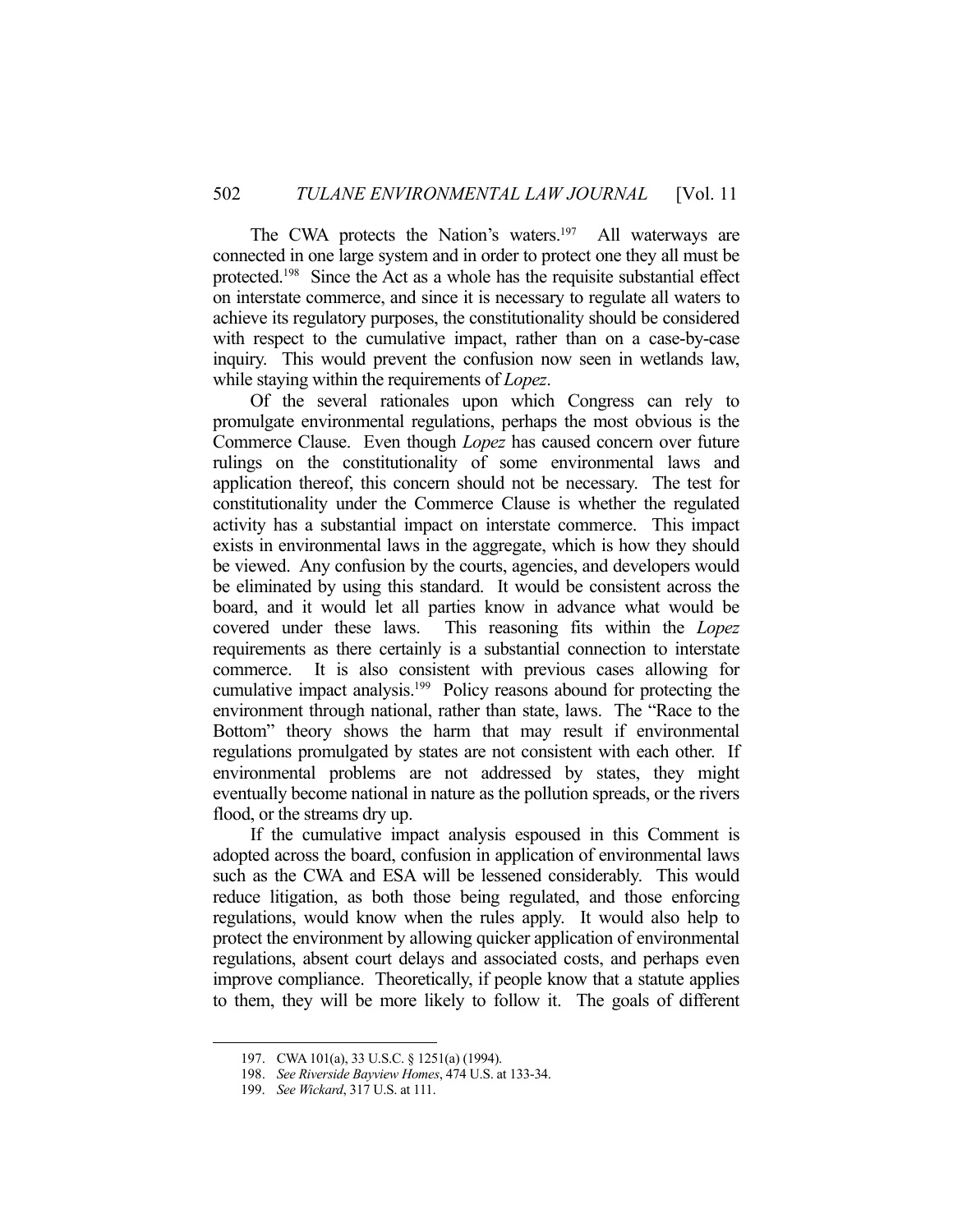The CWA protects the Nation's waters.[197] All waterways are connected in one large system and in order to protect one they all must be protected.[198] Since the Act as a whole has the requisite substantial effect on interstate commerce, and since it is necessary to regulate all waters to achieve its regulatory purposes, the constitutionality should be considered with respect to the cumulative impact, rather than on a case-by-case inquiry. This would prevent the confusion now seen in wetlands law, while staying within the requirements of *Lopez*.

Of the several rationales upon which Congress can rely to promulgate environmental regulations, perhaps the most obvious is the Commerce Clause. Even though *Lopez* has caused concern over future rulings on the constitutionality of some environmental laws and application thereof, this concern should not be necessary. The test for constitutionality under the Commerce Clause is whether the regulated activity has a substantial impact on interstate commerce. This impact exists in environmental laws in the aggregate, which is how they should be viewed. Any confusion by the courts, agencies, and developers would be eliminated by using this standard. It would be consistent across the board, and it would let all parties know in advance what would be covered under these laws. This reasoning fits within the *Lopez* requirements as there certainly is a substantial connection to interstate commerce. It is also consistent with previous cases allowing for cumulative impact analysis.[199] Policy reasons abound for protecting the environment through national, rather than state, laws. The "Race to the Bottom" theory shows the harm that may result if environmental regulations promulgated by states are not consistent with each other. If environmental problems are not addressed by states, they might eventually become national in nature as the pollution spreads, or the rivers flood, or the streams dry up.

If the cumulative impact analysis espoused in this Comment is adopted across the board, confusion in application of environmental laws such as the CWA and ESA will be lessened considerably. This would reduce litigation, as both those being regulated, and those enforcing regulations, would know when the rules apply. It would also help to protect the environment by allowing quicker application of environmental regulations, absent court delays and associated costs, and perhaps even improve compliance. Theoretically, if people know that a statute applies to them, they will be more likely to follow it. The goals of different

---

197. CWA 101(a), 33 U.S.C. § 1251(a) (1994).

198. *See Riverside Bayview Homes*, 474 U.S. at 133-34.

199. *See Wickard*, 317 U.S. at 111.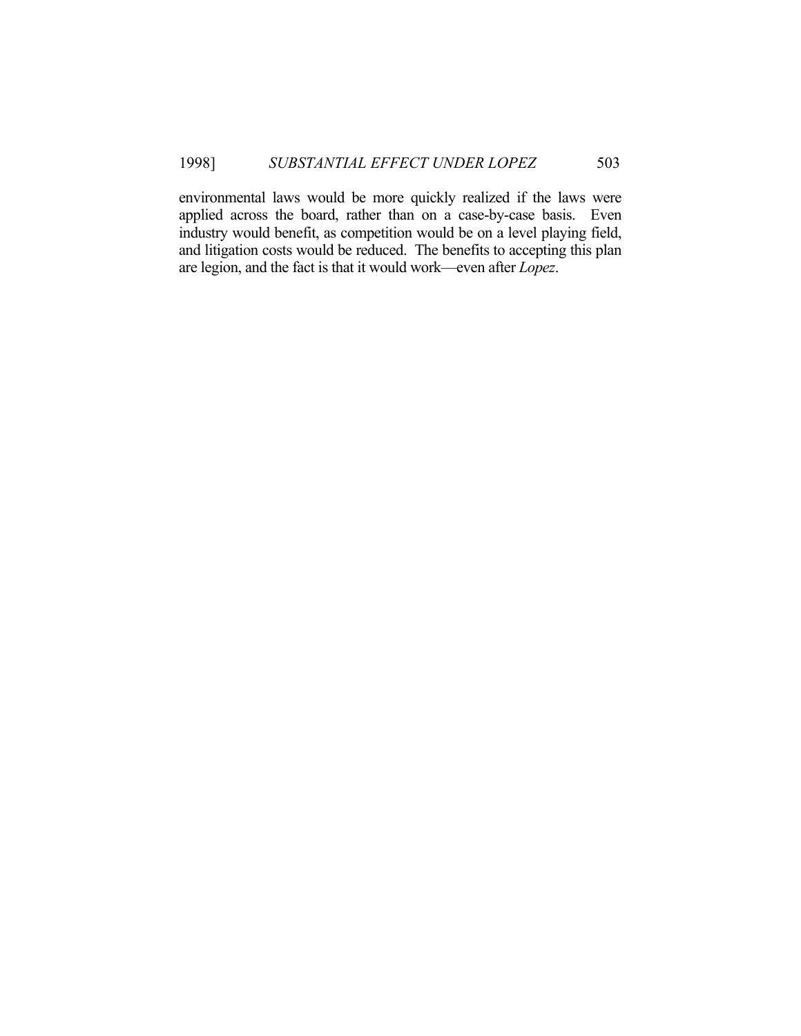environmental laws would be more quickly realized if the laws were applied across the board, rather than on a case-by-case basis. Even industry would benefit, as competition would be on a level playing field, and litigation costs would be reduced. The benefits to accepting this plan are legion, and the fact is that it would work—even after *Lopez*.